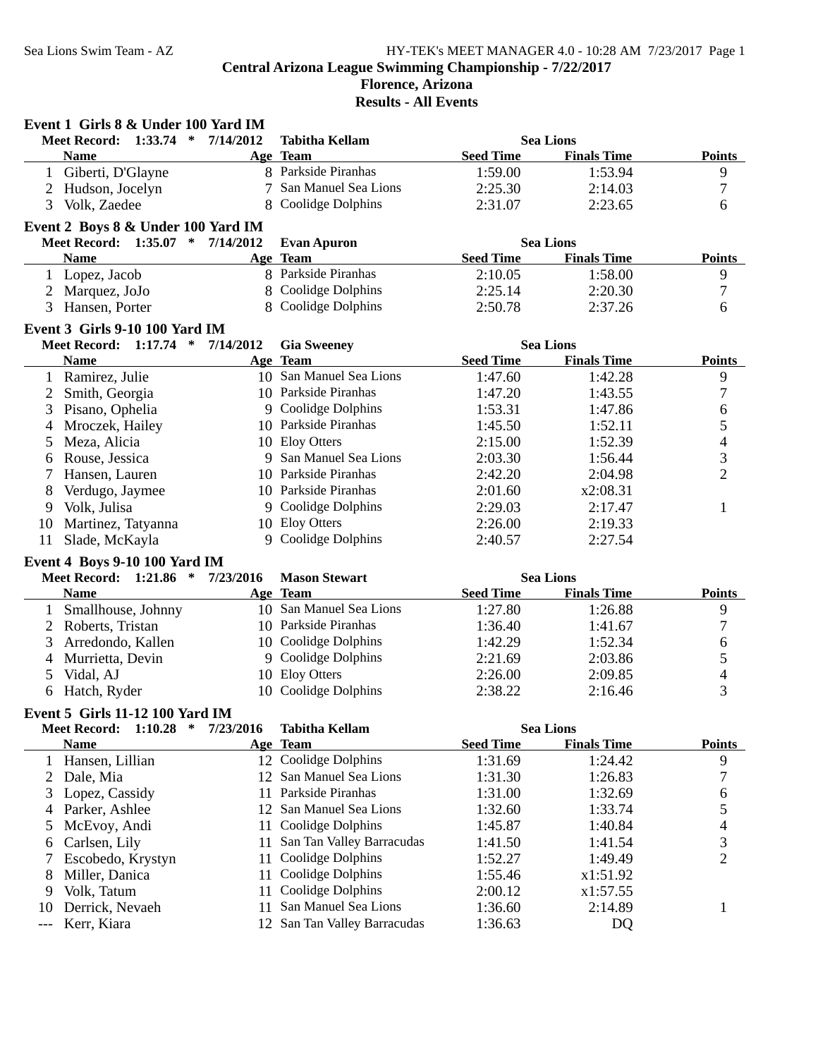# Central Arizona League Swimming Championship - 7/22/2017

## Florence, Arizona

## Results - All Events

### Event 1 Girls 8 & Under 100 Yard IM

**Meet Record: 1:33.74 * 7/14/2012 Tabitha Kellam Sea Lions**

| | Name | Age | Team | Seed Time | Finals Time | Points |
|---|---|---|---|---|---|---|
| 1 | Giberti, D'Glayne | 8 | Parkside Piranhas | 1:59.00 | 1:53.94 | 9 |
| 2 | Hudson, Jocelyn | 7 | San Manuel Sea Lions | 2:25.30 | 2:14.03 | 7 |
| 3 | Volk, Zaedee | 8 | Coolidge Dolphins | 2:31.07 | 2:23.65 | 6 |

### Event 2 Boys 8 & Under 100 Yard IM

**Meet Record: 1:35.07 * 7/14/2012 Evan Apuron Sea Lions**

| | Name | Age | Team | Seed Time | Finals Time | Points |
|---|---|---|---|---|---|---|
| 1 | Lopez, Jacob | 8 | Parkside Piranhas | 2:10.05 | 1:58.00 | 9 |
| 2 | Marquez, JoJo | 8 | Coolidge Dolphins | 2:25.14 | 2:20.30 | 7 |
| 3 | Hansen, Porter | 8 | Coolidge Dolphins | 2:50.78 | 2:37.26 | 6 |

### Event 3 Girls 9-10 100 Yard IM

**Meet Record: 1:17.74 * 7/14/2012 Gia Sweeney Sea Lions**

| | Name | Age | Team | Seed Time | Finals Time | Points |
|---|---|---|---|---|---|---|
| 1 | Ramirez, Julie | 10 | San Manuel Sea Lions | 1:47.60 | 1:42.28 | 9 |
| 2 | Smith, Georgia | 10 | Parkside Piranhas | 1:47.20 | 1:43.55 | 7 |
| 3 | Pisano, Ophelia | 9 | Coolidge Dolphins | 1:53.31 | 1:47.86 | 6 |
| 4 | Mroczek, Hailey | 10 | Parkside Piranhas | 1:45.50 | 1:52.11 | 5 |
| 5 | Meza, Alicia | 10 | Eloy Otters | 2:15.00 | 1:52.39 | 4 |
| 6 | Rouse, Jessica | 9 | San Manuel Sea Lions | 2:03.30 | 1:56.44 | 3 |
| 7 | Hansen, Lauren | 10 | Parkside Piranhas | 2:42.20 | 2:04.98 | 2 |
| 8 | Verdugo, Jaymee | 10 | Parkside Piranhas | 2:01.60 | x2:08.31 | |
| 9 | Volk, Julisa | 9 | Coolidge Dolphins | 2:29.03 | 2:17.47 | 1 |
| 10 | Martinez, Tatyanna | 10 | Eloy Otters | 2:26.00 | 2:19.33 | |
| 11 | Slade, McKayla | 9 | Coolidge Dolphins | 2:40.57 | 2:27.54 | |

### Event 4 Boys 9-10 100 Yard IM

**Meet Record: 1:21.86 * 7/23/2016 Mason Stewart Sea Lions**

| | Name | Age | Team | Seed Time | Finals Time | Points |
|---|---|---|---|---|---|---|
| 1 | Smallhouse, Johnny | 10 | San Manuel Sea Lions | 1:27.80 | 1:26.88 | 9 |
| 2 | Roberts, Tristan | 10 | Parkside Piranhas | 1:36.40 | 1:41.67 | 7 |
| 3 | Arredondo, Kallen | 10 | Coolidge Dolphins | 1:42.29 | 1:52.34 | 6 |
| 4 | Murrietta, Devin | 9 | Coolidge Dolphins | 2:21.69 | 2:03.86 | 5 |
| 5 | Vidal, AJ | 10 | Eloy Otters | 2:26.00 | 2:09.85 | 4 |
| 6 | Hatch, Ryder | 10 | Coolidge Dolphins | 2:38.22 | 2:16.46 | 3 |

### Event 5 Girls 11-12 100 Yard IM

**Meet Record: 1:10.28 * 7/23/2016 Tabitha Kellam Sea Lions**

| | Name | Age | Team | Seed Time | Finals Time | Points |
|---|---|---|---|---|---|---|
| 1 | Hansen, Lillian | 12 | Coolidge Dolphins | 1:31.69 | 1:24.42 | 9 |
| 2 | Dale, Mia | 12 | San Manuel Sea Lions | 1:31.30 | 1:26.83 | 7 |
| 3 | Lopez, Cassidy | 11 | Parkside Piranhas | 1:31.00 | 1:32.69 | 6 |
| 4 | Parker, Ashlee | 12 | San Manuel Sea Lions | 1:32.60 | 1:33.74 | 5 |
| 5 | McEvoy, Andi | 11 | Coolidge Dolphins | 1:45.87 | 1:40.84 | 4 |
| 6 | Carlsen, Lily | 11 | San Tan Valley Barracudas | 1:41.50 | 1:41.54 | 3 |
| 7 | Escobedo, Krystyn | 11 | Coolidge Dolphins | 1:52.27 | 1:49.49 | 2 |
| 8 | Miller, Danica | 11 | Coolidge Dolphins | 1:55.46 | x1:51.92 | |
| 9 | Volk, Tatum | 11 | Coolidge Dolphins | 2:00.12 | x1:57.55 | |
| 10 | Derrick, Nevaeh | 11 | San Manuel Sea Lions | 1:36.60 | 2:14.89 | 1 |
| --- | Kerr, Kiara | 12 | San Tan Valley Barracudas | 1:36.63 | DQ | |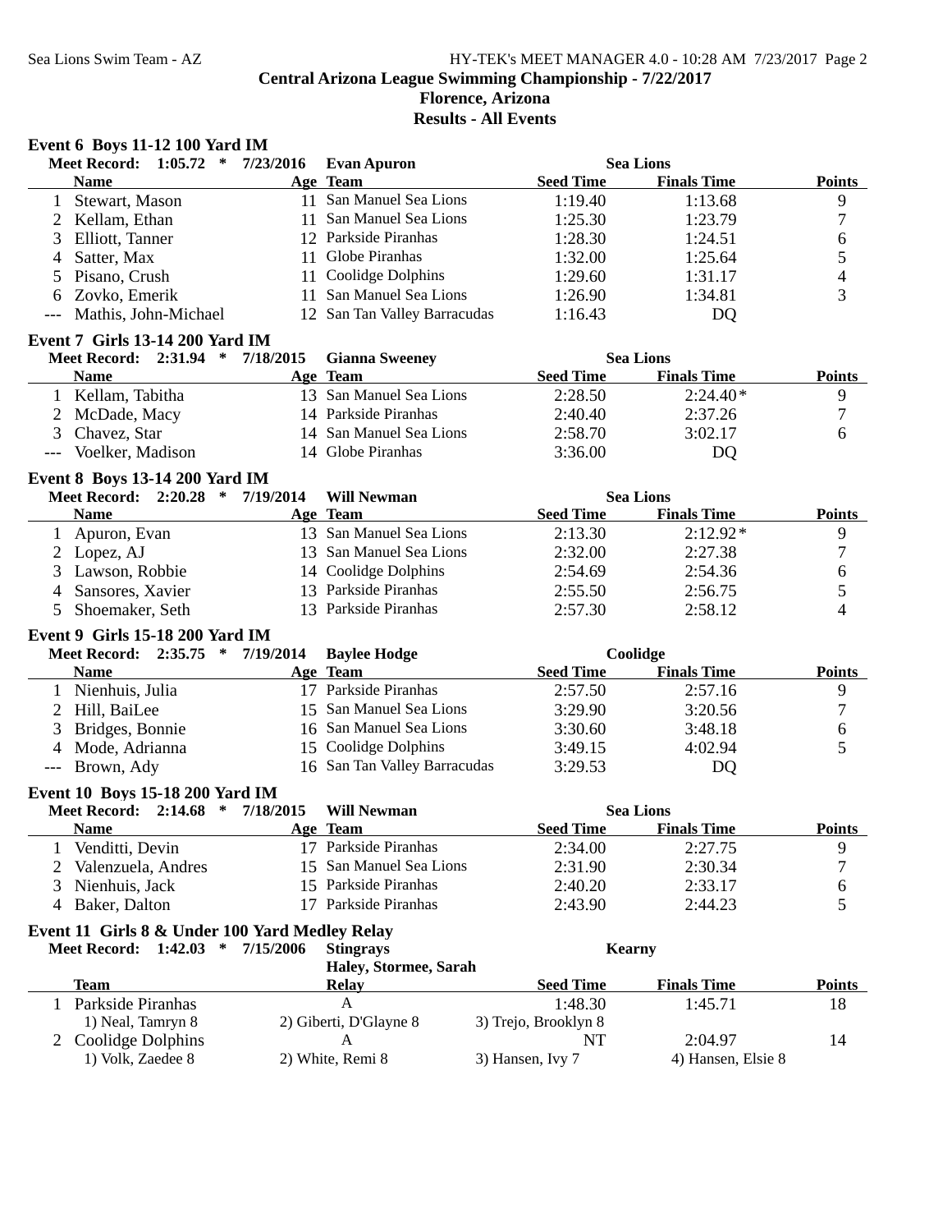Central Arizona League Swimming Championship - 7/22/2017
Florence, Arizona
Results - All Events

### Event 6 Boys 11-12 100 Yard IM

**Meet Record: 1:05.72 * 7/23/2016 Evan Apuron — Sea Lions**

| | Name | Age | Team | Seed Time | Finals Time | Points |
|---|---|---|---|---|---|---|
| 1 | Stewart, Mason | 11 | San Manuel Sea Lions | 1:19.40 | 1:13.68 | 9 |
| 2 | Kellam, Ethan | 11 | San Manuel Sea Lions | 1:25.30 | 1:23.79 | 7 |
| 3 | Elliott, Tanner | 12 | Parkside Piranhas | 1:28.30 | 1:24.51 | 6 |
| 4 | Satter, Max | 11 | Globe Piranhas | 1:32.00 | 1:25.64 | 5 |
| 5 | Pisano, Crush | 11 | Coolidge Dolphins | 1:29.60 | 1:31.17 | 4 |
| 6 | Zovko, Emerik | 11 | San Manuel Sea Lions | 1:26.90 | 1:34.81 | 3 |
| --- | Mathis, John-Michael | 12 | San Tan Valley Barracudas | 1:16.43 | DQ | |

### Event 7 Girls 13-14 200 Yard IM

**Meet Record: 2:31.94 * 7/18/2015 Gianna Sweeney — Sea Lions**

| | Name | Age | Team | Seed Time | Finals Time | Points |
|---|---|---|---|---|---|---|
| 1 | Kellam, Tabitha | 13 | San Manuel Sea Lions | 2:28.50 | 2:24.40* | 9 |
| 2 | McDade, Macy | 14 | Parkside Piranhas | 2:40.40 | 2:37.26 | 7 |
| 3 | Chavez, Star | 14 | San Manuel Sea Lions | 2:58.70 | 3:02.17 | 6 |
| --- | Voelker, Madison | 14 | Globe Piranhas | 3:36.00 | DQ | |

### Event 8 Boys 13-14 200 Yard IM

**Meet Record: 2:20.28 * 7/19/2014 Will Newman — Sea Lions**

| | Name | Age | Team | Seed Time | Finals Time | Points |
|---|---|---|---|---|---|---|
| 1 | Apuron, Evan | 13 | San Manuel Sea Lions | 2:13.30 | 2:12.92* | 9 |
| 2 | Lopez, AJ | 13 | San Manuel Sea Lions | 2:32.00 | 2:27.38 | 7 |
| 3 | Lawson, Robbie | 14 | Coolidge Dolphins | 2:54.69 | 2:54.36 | 6 |
| 4 | Sansores, Xavier | 13 | Parkside Piranhas | 2:55.50 | 2:56.75 | 5 |
| 5 | Shoemaker, Seth | 13 | Parkside Piranhas | 2:57.30 | 2:58.12 | 4 |

### Event 9 Girls 15-18 200 Yard IM

**Meet Record: 2:35.75 * 7/19/2014 Baylee Hodge — Coolidge**

| | Name | Age | Team | Seed Time | Finals Time | Points |
|---|---|---|---|---|---|---|
| 1 | Nienhuis, Julia | 17 | Parkside Piranhas | 2:57.50 | 2:57.16 | 9 |
| 2 | Hill, BaiLee | 15 | San Manuel Sea Lions | 3:29.90 | 3:20.56 | 7 |
| 3 | Bridges, Bonnie | 16 | San Manuel Sea Lions | 3:30.60 | 3:48.18 | 6 |
| 4 | Mode, Adrianna | 15 | Coolidge Dolphins | 3:49.15 | 4:02.94 | 5 |
| --- | Brown, Ady | 16 | San Tan Valley Barracudas | 3:29.53 | DQ | |

### Event 10 Boys 15-18 200 Yard IM

**Meet Record: 2:14.68 * 7/18/2015 Will Newman — Sea Lions**

| | Name | Age | Team | Seed Time | Finals Time | Points |
|---|---|---|---|---|---|---|
| 1 | Venditti, Devin | 17 | Parkside Piranhas | 2:34.00 | 2:27.75 | 9 |
| 2 | Valenzuela, Andres | 15 | San Manuel Sea Lions | 2:31.90 | 2:30.34 | 7 |
| 3 | Nienhuis, Jack | 15 | Parkside Piranhas | 2:40.20 | 2:33.17 | 6 |
| 4 | Baker, Dalton | 17 | Parkside Piranhas | 2:43.90 | 2:44.23 | 5 |

### Event 11 Girls 8 & Under 100 Yard Medley Relay

**Meet Record: 1:42.03 * 7/15/2006 Stingrays — Kearny**
Haley, Stormee, Sarah

| | Team | Relay | Seed Time | Finals Time | Points |
|---|---|---|---|---|---|
| 1 | Parkside Piranhas | A | 1:48.30 | 1:45.71 | 18 |
| | 1) Neal, Tamryn 8 | 2) Giberti, D'Glayne 8 | 3) Trejo, Brooklyn 8 | | |
| 2 | Coolidge Dolphins | A | NT | 2:04.97 | 14 |
| | 1) Volk, Zaedee 8 | 2) White, Remi 8 | 3) Hansen, Ivy 7 | 4) Hansen, Elsie 8 | |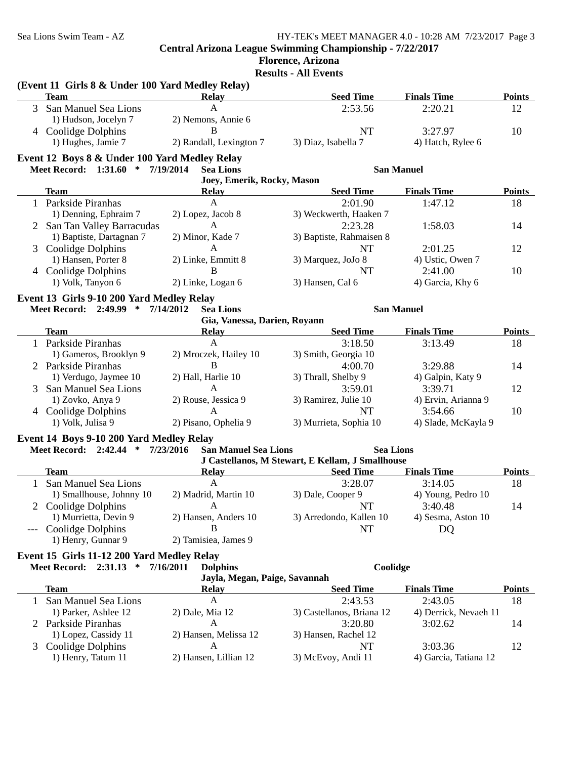Central Arizona League Swimming Championship - 7/22/2017

Florence, Arizona

Results - All Events

### (Event 11 Girls 8 & Under 100 Yard Medley Relay)

| | Team | Relay | Seed Time | Finals Time | Points |
|---|---|---|---|---|---|
| 3 | San Manuel Sea Lions | A | 2:53.56 | 2:20.21 | 12 |
| | 1) Hudson, Jocelyn 7 | 2) Nemons, Annie 6 | | | |
| 4 | Coolidge Dolphins | B | NT | 3:27.97 | 10 |
| | 1) Hughes, Jamie 7 | 2) Randall, Lexington 7 | 3) Diaz, Isabella 7 | 4) Hatch, Rylee 6 | |

### Event 12 Boys 8 & Under 100 Yard Medley Relay

**Meet Record: 1:31.60 * 7/19/2014 Sea Lions San Manuel**
**Joey, Emerik, Rocky, Mason**

| | Team | Relay | Seed Time | Finals Time | Points |
|---|---|---|---|---|---|
| 1 | Parkside Piranhas | A | 2:01.90 | 1:47.12 | 18 |
| | 1) Denning, Ephraim 7 | 2) Lopez, Jacob 8 | 3) Weckwerth, Haaken 7 | | |
| 2 | San Tan Valley Barracudas | A | 2:23.28 | 1:58.03 | 14 |
| | 1) Baptiste, Dartagnan 7 | 2) Minor, Kade 7 | 3) Baptiste, Rahmaisen 8 | | |
| 3 | Coolidge Dolphins | A | NT | 2:01.25 | 12 |
| | 1) Hansen, Porter 8 | 2) Linke, Emmitt 8 | 3) Marquez, JoJo 8 | 4) Ustic, Owen 7 | |
| 4 | Coolidge Dolphins | B | NT | 2:41.00 | 10 |
| | 1) Volk, Tanyon 6 | 2) Linke, Logan 6 | 3) Hansen, Cal 6 | 4) Garcia, Khy 6 | |

### Event 13 Girls 9-10 200 Yard Medley Relay

**Meet Record: 2:49.99 * 7/14/2012 Sea Lions San Manuel**
**Gia, Vanessa, Darien, Royann**

| | Team | Relay | Seed Time | Finals Time | Points |
|---|---|---|---|---|---|
| 1 | Parkside Piranhas | A | 3:18.50 | 3:13.49 | 18 |
| | 1) Gameros, Brooklyn 9 | 2) Mroczek, Hailey 10 | 3) Smith, Georgia 10 | | |
| 2 | Parkside Piranhas | B | 4:00.70 | 3:29.88 | 14 |
| | 1) Verdugo, Jaymee 10 | 2) Hall, Harlie 10 | 3) Thrall, Shelby 9 | 4) Galpin, Katy 9 | |
| 3 | San Manuel Sea Lions | A | 3:59.01 | 3:39.71 | 12 |
| | 1) Zovko, Anya 9 | 2) Rouse, Jessica 9 | 3) Ramirez, Julie 10 | 4) Ervin, Arianna 9 | |
| 4 | Coolidge Dolphins | A | NT | 3:54.66 | 10 |
| | 1) Volk, Julisa 9 | 2) Pisano, Ophelia 9 | 3) Murrieta, Sophia 10 | 4) Slade, McKayla 9 | |

### Event 14 Boys 9-10 200 Yard Medley Relay

**Meet Record: 2:42.44 * 7/23/2016 San Manuel Sea Lions Sea Lions**
**J Castellanos, M Stewart, E Kellam, J Smallhouse**

| | Team | Relay | Seed Time | Finals Time | Points |
|---|---|---|---|---|---|
| 1 | San Manuel Sea Lions | A | 3:28.07 | 3:14.05 | 18 |
| | 1) Smallhouse, Johnny 10 | 2) Madrid, Martin 10 | 3) Dale, Cooper 9 | 4) Young, Pedro 10 | |
| 2 | Coolidge Dolphins | A | NT | 3:40.48 | 14 |
| | 1) Murrietta, Devin 9 | 2) Hansen, Anders 10 | 3) Arredondo, Kallen 10 | 4) Sesma, Aston 10 | |
| --- | Coolidge Dolphins | B | NT | DQ | |
| | 1) Henry, Gunnar 9 | 2) Tamisiea, James 9 | | | |

### Event 15 Girls 11-12 200 Yard Medley Relay

**Meet Record: 2:31.13 * 7/16/2011 Dolphins Coolidge**
**Jayla, Megan, Paige, Savannah**

| | Team | Relay | Seed Time | Finals Time | Points |
|---|---|---|---|---|---|
| 1 | San Manuel Sea Lions | A | 2:43.53 | 2:43.05 | 18 |
| | 1) Parker, Ashlee 12 | 2) Dale, Mia 12 | 3) Castellanos, Briana 12 | 4) Derrick, Nevaeh 11 | |
| 2 | Parkside Piranhas | A | 3:20.80 | 3:02.62 | 14 |
| | 1) Lopez, Cassidy 11 | 2) Hansen, Melissa 12 | 3) Hansen, Rachel 12 | | |
| 3 | Coolidge Dolphins | A | NT | 3:03.36 | 12 |
| | 1) Henry, Tatum 11 | 2) Hansen, Lillian 12 | 3) McEvoy, Andi 11 | 4) Garcia, Tatiana 12 | |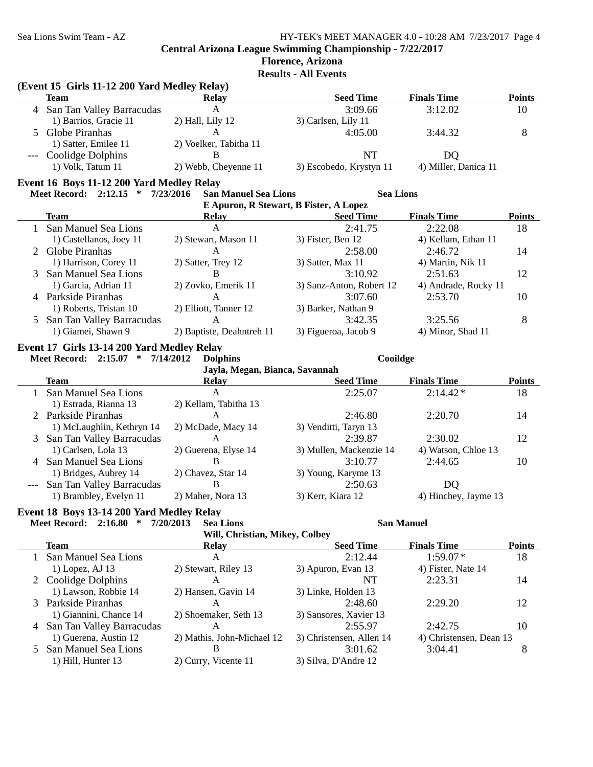**Central Arizona League Swimming Championship - 7/22/2017**
**Florence, Arizona**
**Results - All Events**

### (Event 15 Girls 11-12 200 Yard Medley Relay)

| | Team | Relay | Seed Time | Finals Time | Points |
|---|---|---|---|---|---|
| 4 | San Tan Valley Barracudas | A | 3:09.66 | 3:12.02 | 10 |
| | 1) Barrios, Gracie 11 | 2) Hall, Lily 12 | 3) Carlsen, Lily 11 | | |
| 5 | Globe Piranhas | A | 4:05.00 | 3:44.32 | 8 |
| | 1) Satter, Emilee 11 | 2) Voelker, Tabitha 11 | | | |
| --- | Coolidge Dolphins | B | NT | DQ | |
| | 1) Volk, Tatum 11 | 2) Webb, Cheyenne 11 | 3) Escobedo, Krystyn 11 | 4) Miller, Danica 11 | |

### Event 16 Boys 11-12 200 Yard Medley Relay

**Meet Record: 2:12.15 * 7/23/2016 San Manuel Sea Lions — Sea Lions**
**E Apuron, R Stewart, B Fister, A Lopez**

| | Team | Relay | Seed Time | Finals Time | Points |
|---|---|---|---|---|---|
| 1 | San Manuel Sea Lions | A | 2:41.75 | 2:22.08 | 18 |
| | 1) Castellanos, Joey 11 | 2) Stewart, Mason 11 | 3) Fister, Ben 12 | 4) Kellam, Ethan 11 | |
| 2 | Globe Piranhas | A | 2:58.00 | 2:46.72 | 14 |
| | 1) Harrison, Corey 11 | 2) Satter, Trey 12 | 3) Satter, Max 11 | 4) Martin, Nik 11 | |
| 3 | San Manuel Sea Lions | B | 3:10.92 | 2:51.63 | 12 |
| | 1) Garcia, Adrian 11 | 2) Zovko, Emerik 11 | 3) Sanz-Anton, Robert 12 | 4) Andrade, Rocky 11 | |
| 4 | Parkside Piranhas | A | 3:07.60 | 2:53.70 | 10 |
| | 1) Roberts, Tristan 10 | 2) Elliott, Tanner 12 | 3) Barker, Nathan 9 | | |
| 5 | San Tan Valley Barracudas | A | 3:42.35 | 3:25.56 | 8 |
| | 1) Giamei, Shawn 9 | 2) Baptiste, Deahntreh 11 | 3) Figueroa, Jacob 9 | 4) Minor, Shad 11 | |

### Event 17 Girls 13-14 200 Yard Medley Relay

**Meet Record: 2:15.07 * 7/14/2012 Dolphins — Cooildge**
**Jayla, Megan, Bianca, Savannah**

| | Team | Relay | Seed Time | Finals Time | Points |
|---|---|---|---|---|---|
| 1 | San Manuel Sea Lions | A | 2:25.07 | 2:14.42* | 18 |
| | 1) Estrada, Rianna 13 | 2) Kellam, Tabitha 13 | | | |
| 2 | Parkside Piranhas | A | 2:46.80 | 2:20.70 | 14 |
| | 1) McLaughlin, Kethryn 14 | 2) McDade, Macy 14 | 3) Venditti, Taryn 13 | | |
| 3 | San Tan Valley Barracudas | A | 2:39.87 | 2:30.02 | 12 |
| | 1) Carlsen, Lola 13 | 2) Guerena, Elyse 14 | 3) Mullen, Mackenzie 14 | 4) Watson, Chloe 13 | |
| 4 | San Manuel Sea Lions | B | 3:10.77 | 2:44.65 | 10 |
| | 1) Bridges, Aubrey 14 | 2) Chavez, Star 14 | 3) Young, Karyme 13 | | |
| --- | San Tan Valley Barracudas | B | 2:50.63 | DQ | |
| | 1) Brambley, Evelyn 11 | 2) Maher, Nora 13 | 3) Kerr, Kiara 12 | 4) Hinchey, Jayme 13 | |

### Event 18 Boys 13-14 200 Yard Medley Relay

**Meet Record: 2:16.80 * 7/20/2013 Sea Lions — San Manuel**
**Will, Christian, Mikey, Colbey**

| | Team | Relay | Seed Time | Finals Time | Points |
|---|---|---|---|---|---|
| 1 | San Manuel Sea Lions | A | 2:12.44 | 1:59.07* | 18 |
| | 1) Lopez, AJ 13 | 2) Stewart, Riley 13 | 3) Apuron, Evan 13 | 4) Fister, Nate 14 | |
| 2 | Coolidge Dolphins | A | NT | 2:23.31 | 14 |
| | 1) Lawson, Robbie 14 | 2) Hansen, Gavin 14 | 3) Linke, Holden 13 | | |
| 3 | Parkside Piranhas | A | 2:48.60 | 2:29.20 | 12 |
| | 1) Giannini, Chance 14 | 2) Shoemaker, Seth 13 | 3) Sansores, Xavier 13 | | |
| 4 | San Tan Valley Barracudas | A | 2:55.97 | 2:42.75 | 10 |
| | 1) Guerena, Austin 12 | 2) Mathis, John-Michael 12 | 3) Christensen, Allen 14 | 4) Christensen, Dean 13 | |
| 5 | San Manuel Sea Lions | B | 3:01.62 | 3:04.41 | 8 |
| | 1) Hill, Hunter 13 | 2) Curry, Vicente 11 | 3) Silva, D'Andre 12 | | |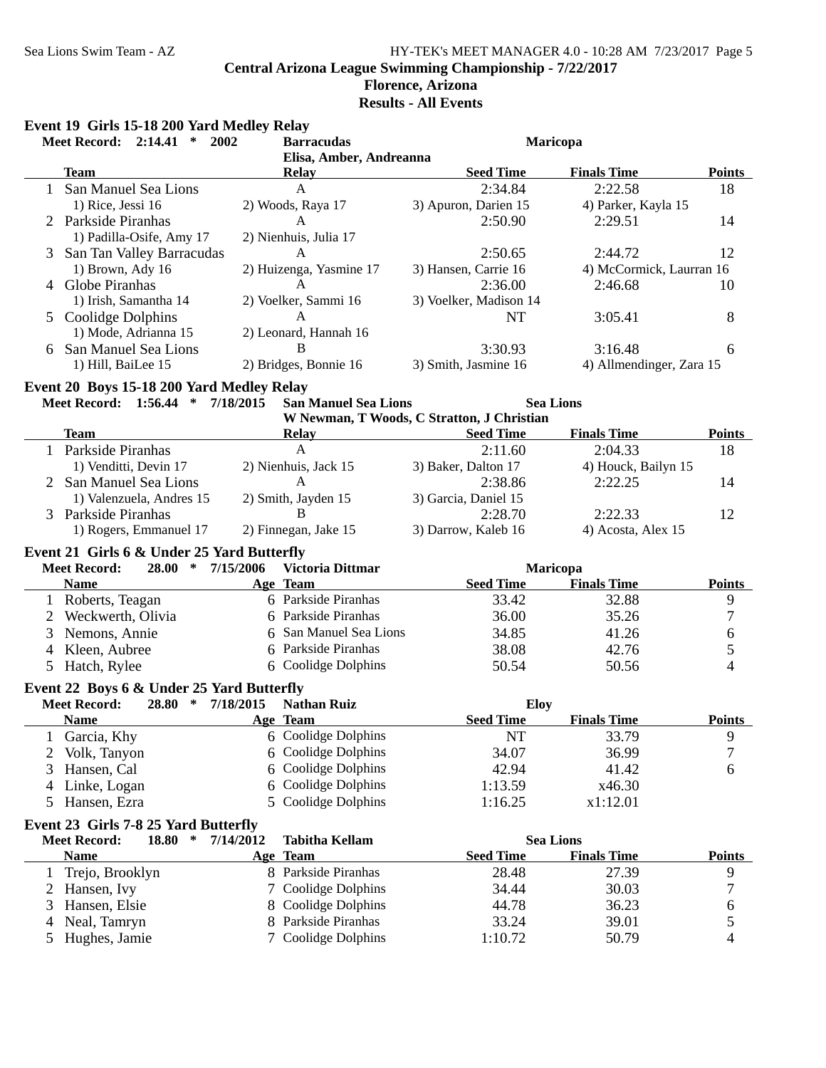Central Arizona League Swimming Championship - 7/22/2017

Florence, Arizona

Results - All Events

### Event 19 Girls 15-18 200 Yard Medley Relay

Meet Record: 2:14.41 * 2002 Barracudas Maricopa
Elisa, Amber, Andreanna

| | Team | Relay | Seed Time | Finals Time | Points |
|---|---|---|---|---|---|
| 1 | San Manuel Sea Lions | A | 2:34.84 | 2:22.58 | 18 |
| | 1) Rice, Jessi 16 | 2) Woods, Raya 17 | 3) Apuron, Darien 15 | 4) Parker, Kayla 15 | |
| 2 | Parkside Piranhas | A | 2:50.90 | 2:29.51 | 14 |
| | 1) Padilla-Osife, Amy 17 | 2) Nienhuis, Julia 17 | | | |
| 3 | San Tan Valley Barracudas | A | 2:50.65 | 2:44.72 | 12 |
| | 1) Brown, Ady 16 | 2) Huizenga, Yasmine 17 | 3) Hansen, Carrie 16 | 4) McCormick, Laurran 16 | |
| 4 | Globe Piranhas | A | 2:36.00 | 2:46.68 | 10 |
| | 1) Irish, Samantha 14 | 2) Voelker, Sammi 16 | 3) Voelker, Madison 14 | | |
| 5 | Coolidge Dolphins | A | NT | 3:05.41 | 8 |
| | 1) Mode, Adrianna 15 | 2) Leonard, Hannah 16 | | | |
| 6 | San Manuel Sea Lions | B | 3:30.93 | 3:16.48 | 6 |
| | 1) Hill, BaiLee 15 | 2) Bridges, Bonnie 16 | 3) Smith, Jasmine 16 | 4) Allmendinger, Zara 15 | |

### Event 20 Boys 15-18 200 Yard Medley Relay

Meet Record: 1:56.44 * 7/18/2015 San Manuel Sea Lions Sea Lions
W Newman, T Woods, C Stratton, J Christian

| | Team | Relay | Seed Time | Finals Time | Points |
|---|---|---|---|---|---|
| 1 | Parkside Piranhas | A | 2:11.60 | 2:04.33 | 18 |
| | 1) Venditti, Devin 17 | 2) Nienhuis, Jack 15 | 3) Baker, Dalton 17 | 4) Houck, Bailyn 15 | |
| 2 | San Manuel Sea Lions | A | 2:38.86 | 2:22.25 | 14 |
| | 1) Valenzuela, Andres 15 | 2) Smith, Jayden 15 | 3) Garcia, Daniel 15 | | |
| 3 | Parkside Piranhas | B | 2:28.70 | 2:22.33 | 12 |
| | 1) Rogers, Emmanuel 17 | 2) Finnegan, Jake 15 | 3) Darrow, Kaleb 16 | 4) Acosta, Alex 15 | |

### Event 21 Girls 6 & Under 25 Yard Butterfly

Meet Record: 28.00 * 7/15/2006 Victoria Dittmar Maricopa

| | Name | Age | Team | Seed Time | Finals Time | Points |
|---|---|---|---|---|---|---|
| 1 | Roberts, Teagan | 6 | Parkside Piranhas | 33.42 | 32.88 | 9 |
| 2 | Weckwerth, Olivia | 6 | Parkside Piranhas | 36.00 | 35.26 | 7 |
| 3 | Nemons, Annie | 6 | San Manuel Sea Lions | 34.85 | 41.26 | 6 |
| 4 | Kleen, Aubree | 6 | Parkside Piranhas | 38.08 | 42.76 | 5 |
| 5 | Hatch, Rylee | 6 | Coolidge Dolphins | 50.54 | 50.56 | 4 |

### Event 22 Boys 6 & Under 25 Yard Butterfly

Meet Record: 28.80 * 7/18/2015 Nathan Ruiz Eloy

| | Name | Age | Team | Seed Time | Finals Time | Points |
|---|---|---|---|---|---|---|
| 1 | Garcia, Khy | 6 | Coolidge Dolphins | NT | 33.79 | 9 |
| 2 | Volk, Tanyon | 6 | Coolidge Dolphins | 34.07 | 36.99 | 7 |
| 3 | Hansen, Cal | 6 | Coolidge Dolphins | 42.94 | 41.42 | 6 |
| 4 | Linke, Logan | 6 | Coolidge Dolphins | 1:13.59 | x46.30 | |
| 5 | Hansen, Ezra | 5 | Coolidge Dolphins | 1:16.25 | x1:12.01 | |

### Event 23 Girls 7-8 25 Yard Butterfly

Meet Record: 18.80 * 7/14/2012 Tabitha Kellam Sea Lions

| | Name | Age | Team | Seed Time | Finals Time | Points |
|---|---|---|---|---|---|---|
| 1 | Trejo, Brooklyn | 8 | Parkside Piranhas | 28.48 | 27.39 | 9 |
| 2 | Hansen, Ivy | 7 | Coolidge Dolphins | 34.44 | 30.03 | 7 |
| 3 | Hansen, Elsie | 8 | Coolidge Dolphins | 44.78 | 36.23 | 6 |
| 4 | Neal, Tamryn | 8 | Parkside Piranhas | 33.24 | 39.01 | 5 |
| 5 | Hughes, Jamie | 7 | Coolidge Dolphins | 1:10.72 | 50.79 | 4 |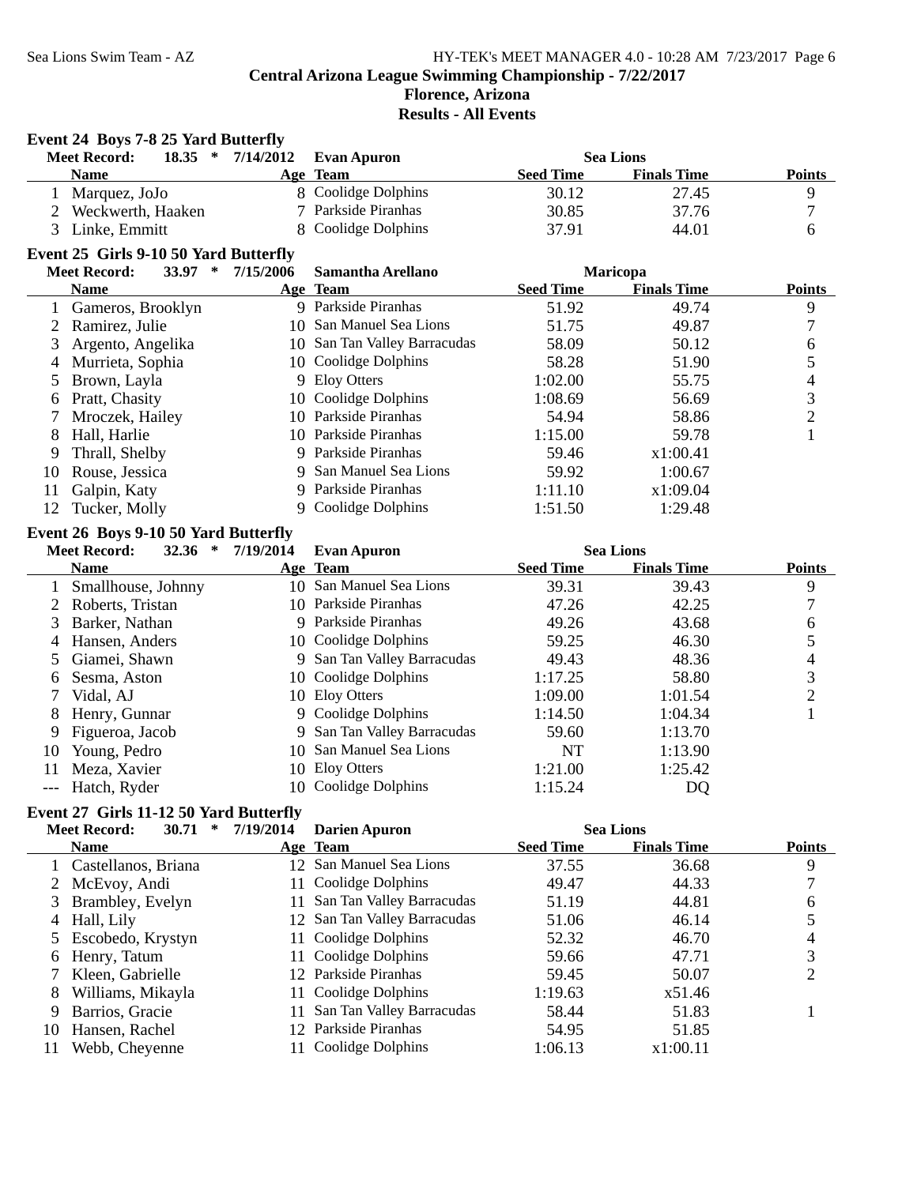# Central Arizona League Swimming Championship - 7/22/2017

## Florence, Arizona

## Results - All Events

### Event 24 Boys 7-8 25 Yard Butterfly

**Meet Record:** 18.35 * 7/14/2012 **Evan Apuron** **Sea Lions**

| | Name | Age | Team | Seed Time | Finals Time | Points |
|---|---|---|---|---|---|---|
| 1 | Marquez, JoJo | 8 | Coolidge Dolphins | 30.12 | 27.45 | 9 |
| 2 | Weckwerth, Haaken | 7 | Parkside Piranhas | 30.85 | 37.76 | 7 |
| 3 | Linke, Emmitt | 8 | Coolidge Dolphins | 37.91 | 44.01 | 6 |

### Event 25 Girls 9-10 50 Yard Butterfly

**Meet Record:** 33.97 * 7/15/2006 **Samantha Arellano** **Maricopa**

| | Name | Age | Team | Seed Time | Finals Time | Points |
|---|---|---|---|---|---|---|
| 1 | Gameros, Brooklyn | 9 | Parkside Piranhas | 51.92 | 49.74 | 9 |
| 2 | Ramirez, Julie | 10 | San Manuel Sea Lions | 51.75 | 49.87 | 7 |
| 3 | Argento, Angelika | 10 | San Tan Valley Barracudas | 58.09 | 50.12 | 6 |
| 4 | Murrieta, Sophia | 10 | Coolidge Dolphins | 58.28 | 51.90 | 5 |
| 5 | Brown, Layla | 9 | Eloy Otters | 1:02.00 | 55.75 | 4 |
| 6 | Pratt, Chasity | 10 | Coolidge Dolphins | 1:08.69 | 56.69 | 3 |
| 7 | Mroczek, Hailey | 10 | Parkside Piranhas | 54.94 | 58.86 | 2 |
| 8 | Hall, Harlie | 10 | Parkside Piranhas | 1:15.00 | 59.78 | 1 |
| 9 | Thrall, Shelby | 9 | Parkside Piranhas | 59.46 | x1:00.41 | |
| 10 | Rouse, Jessica | 9 | San Manuel Sea Lions | 59.92 | 1:00.67 | |
| 11 | Galpin, Katy | 9 | Parkside Piranhas | 1:11.10 | x1:09.04 | |
| 12 | Tucker, Molly | 9 | Coolidge Dolphins | 1:51.50 | 1:29.48 | |

### Event 26 Boys 9-10 50 Yard Butterfly

**Meet Record:** 32.36 * 7/19/2014 **Evan Apuron** **Sea Lions**

| | Name | Age | Team | Seed Time | Finals Time | Points |
|---|---|---|---|---|---|---|
| 1 | Smallhouse, Johnny | 10 | San Manuel Sea Lions | 39.31 | 39.43 | 9 |
| 2 | Roberts, Tristan | 10 | Parkside Piranhas | 47.26 | 42.25 | 7 |
| 3 | Barker, Nathan | 9 | Parkside Piranhas | 49.26 | 43.68 | 6 |
| 4 | Hansen, Anders | 10 | Coolidge Dolphins | 59.25 | 46.30 | 5 |
| 5 | Giamei, Shawn | 9 | San Tan Valley Barracudas | 49.43 | 48.36 | 4 |
| 6 | Sesma, Aston | 10 | Coolidge Dolphins | 1:17.25 | 58.80 | 3 |
| 7 | Vidal, AJ | 10 | Eloy Otters | 1:09.00 | 1:01.54 | 2 |
| 8 | Henry, Gunnar | 9 | Coolidge Dolphins | 1:14.50 | 1:04.34 | 1 |
| 9 | Figueroa, Jacob | 9 | San Tan Valley Barracudas | 59.60 | 1:13.70 | |
| 10 | Young, Pedro | 10 | San Manuel Sea Lions | NT | 1:13.90 | |
| 11 | Meza, Xavier | 10 | Eloy Otters | 1:21.00 | 1:25.42 | |
| --- | Hatch, Ryder | 10 | Coolidge Dolphins | 1:15.24 | DQ | |

### Event 27 Girls 11-12 50 Yard Butterfly

**Meet Record:** 30.71 * 7/19/2014 **Darien Apuron** **Sea Lions**

| | Name | Age | Team | Seed Time | Finals Time | Points |
|---|---|---|---|---|---|---|
| 1 | Castellanos, Briana | 12 | San Manuel Sea Lions | 37.55 | 36.68 | 9 |
| 2 | McEvoy, Andi | 11 | Coolidge Dolphins | 49.47 | 44.33 | 7 |
| 3 | Brambley, Evelyn | 11 | San Tan Valley Barracudas | 51.19 | 44.81 | 6 |
| 4 | Hall, Lily | 12 | San Tan Valley Barracudas | 51.06 | 46.14 | 5 |
| 5 | Escobedo, Krystyn | 11 | Coolidge Dolphins | 52.32 | 46.70 | 4 |
| 6 | Henry, Tatum | 11 | Coolidge Dolphins | 59.66 | 47.71 | 3 |
| 7 | Kleen, Gabrielle | 12 | Parkside Piranhas | 59.45 | 50.07 | 2 |
| 8 | Williams, Mikayla | 11 | Coolidge Dolphins | 1:19.63 | x51.46 | |
| 9 | Barrios, Gracie | 11 | San Tan Valley Barracudas | 58.44 | 51.83 | 1 |
| 10 | Hansen, Rachel | 12 | Parkside Piranhas | 54.95 | 51.85 | |
| 11 | Webb, Cheyenne | 11 | Coolidge Dolphins | 1:06.13 | x1:00.11 | |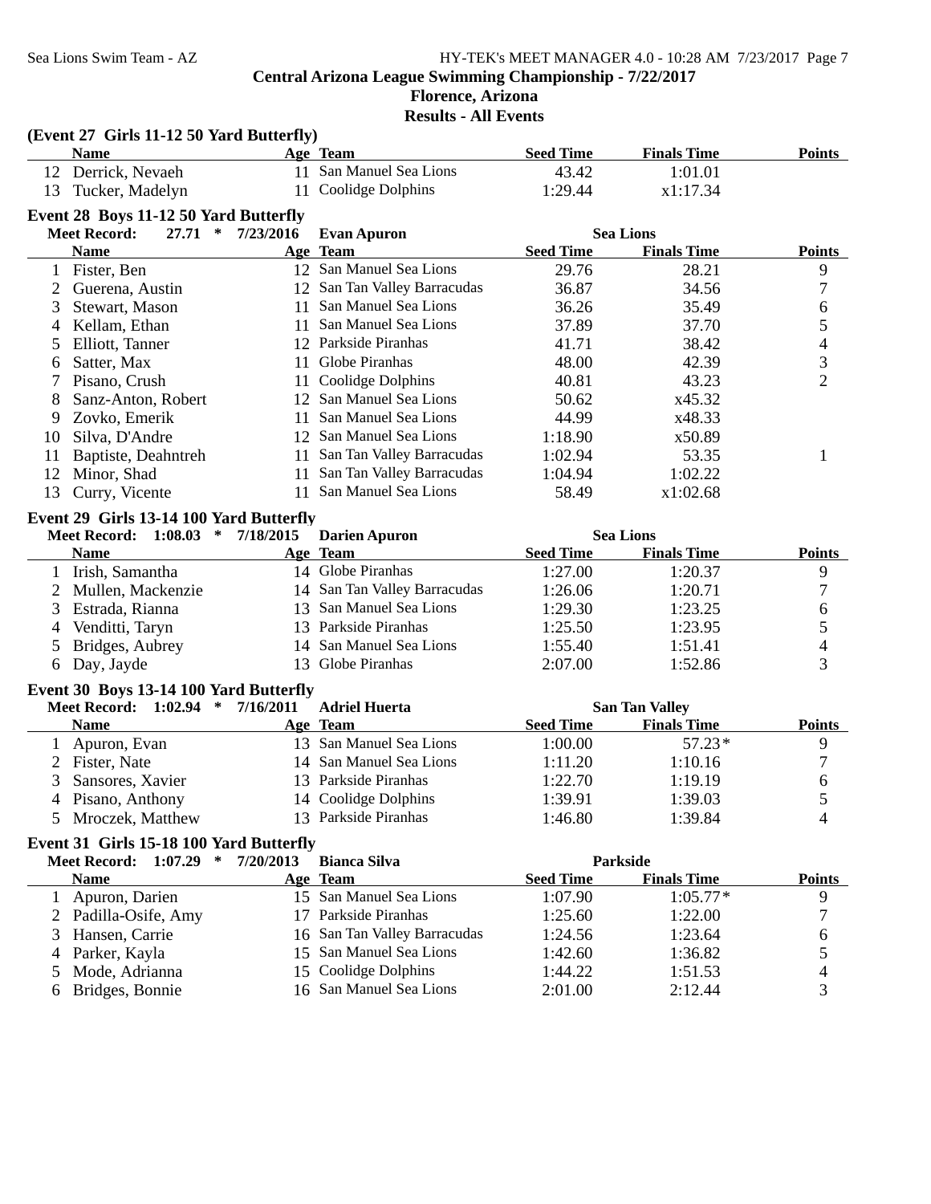## Central Arizona League Swimming Championship - 7/22/2017

**Florence, Arizona**

**Results - All Events**

### (Event 27 Girls 11-12 50 Yard Butterfly)

| | Name | Age | Team | Seed Time | Finals Time | Points |
|---|---|---|---|---|---|---|
| 12 | Derrick, Nevaeh | 11 | San Manuel Sea Lions | 43.42 | 1:01.01 | |
| 13 | Tucker, Madelyn | 11 | Coolidge Dolphins | 1:29.44 | x1:17.34 | |

### Event 28 Boys 11-12 50 Yard Butterfly

**Meet Record: 27.71 * 7/23/2016 Evan Apuron — Sea Lions**

| | Name | Age | Team | Seed Time | Finals Time | Points |
|---|---|---|---|---|---|---|
| 1 | Fister, Ben | 12 | San Manuel Sea Lions | 29.76 | 28.21 | 9 |
| 2 | Guerena, Austin | 12 | San Tan Valley Barracudas | 36.87 | 34.56 | 7 |
| 3 | Stewart, Mason | 11 | San Manuel Sea Lions | 36.26 | 35.49 | 6 |
| 4 | Kellam, Ethan | 11 | San Manuel Sea Lions | 37.89 | 37.70 | 5 |
| 5 | Elliott, Tanner | 12 | Parkside Piranhas | 41.71 | 38.42 | 4 |
| 6 | Satter, Max | 11 | Globe Piranhas | 48.00 | 42.39 | 3 |
| 7 | Pisano, Crush | 11 | Coolidge Dolphins | 40.81 | 43.23 | 2 |
| 8 | Sanz-Anton, Robert | 12 | San Manuel Sea Lions | 50.62 | x45.32 | |
| 9 | Zovko, Emerik | 11 | San Manuel Sea Lions | 44.99 | x48.33 | |
| 10 | Silva, D'Andre | 12 | San Manuel Sea Lions | 1:18.90 | x50.89 | |
| 11 | Baptiste, Deahntreh | 11 | San Tan Valley Barracudas | 1:02.94 | 53.35 | 1 |
| 12 | Minor, Shad | 11 | San Tan Valley Barracudas | 1:04.94 | 1:02.22 | |
| 13 | Curry, Vicente | 11 | San Manuel Sea Lions | 58.49 | x1:02.68 | |

### Event 29 Girls 13-14 100 Yard Butterfly

**Meet Record: 1:08.03 * 7/18/2015 Darien Apuron — Sea Lions**

| | Name | Age | Team | Seed Time | Finals Time | Points |
|---|---|---|---|---|---|---|
| 1 | Irish, Samantha | 14 | Globe Piranhas | 1:27.00 | 1:20.37 | 9 |
| 2 | Mullen, Mackenzie | 14 | San Tan Valley Barracudas | 1:26.06 | 1:20.71 | 7 |
| 3 | Estrada, Rianna | 13 | San Manuel Sea Lions | 1:29.30 | 1:23.25 | 6 |
| 4 | Venditti, Taryn | 13 | Parkside Piranhas | 1:25.50 | 1:23.95 | 5 |
| 5 | Bridges, Aubrey | 14 | San Manuel Sea Lions | 1:55.40 | 1:51.41 | 4 |
| 6 | Day, Jayde | 13 | Globe Piranhas | 2:07.00 | 1:52.86 | 3 |

### Event 30 Boys 13-14 100 Yard Butterfly

**Meet Record: 1:02.94 * 7/16/2011 Adriel Huerta — San Tan Valley**

| | Name | Age | Team | Seed Time | Finals Time | Points |
|---|---|---|---|---|---|---|
| 1 | Apuron, Evan | 13 | San Manuel Sea Lions | 1:00.00 | 57.23* | 9 |
| 2 | Fister, Nate | 14 | San Manuel Sea Lions | 1:11.20 | 1:10.16 | 7 |
| 3 | Sansores, Xavier | 13 | Parkside Piranhas | 1:22.70 | 1:19.19 | 6 |
| 4 | Pisano, Anthony | 14 | Coolidge Dolphins | 1:39.91 | 1:39.03 | 5 |
| 5 | Mroczek, Matthew | 13 | Parkside Piranhas | 1:46.80 | 1:39.84 | 4 |

### Event 31 Girls 15-18 100 Yard Butterfly

**Meet Record: 1:07.29 * 7/20/2013 Bianca Silva — Parkside**

| | Name | Age | Team | Seed Time | Finals Time | Points |
|---|---|---|---|---|---|---|
| 1 | Apuron, Darien | 15 | San Manuel Sea Lions | 1:07.90 | 1:05.77* | 9 |
| 2 | Padilla-Osife, Amy | 17 | Parkside Piranhas | 1:25.60 | 1:22.00 | 7 |
| 3 | Hansen, Carrie | 16 | San Tan Valley Barracudas | 1:24.56 | 1:23.64 | 6 |
| 4 | Parker, Kayla | 15 | San Manuel Sea Lions | 1:42.60 | 1:36.82 | 5 |
| 5 | Mode, Adrianna | 15 | Coolidge Dolphins | 1:44.22 | 1:51.53 | 4 |
| 6 | Bridges, Bonnie | 16 | San Manuel Sea Lions | 2:01.00 | 2:12.44 | 3 |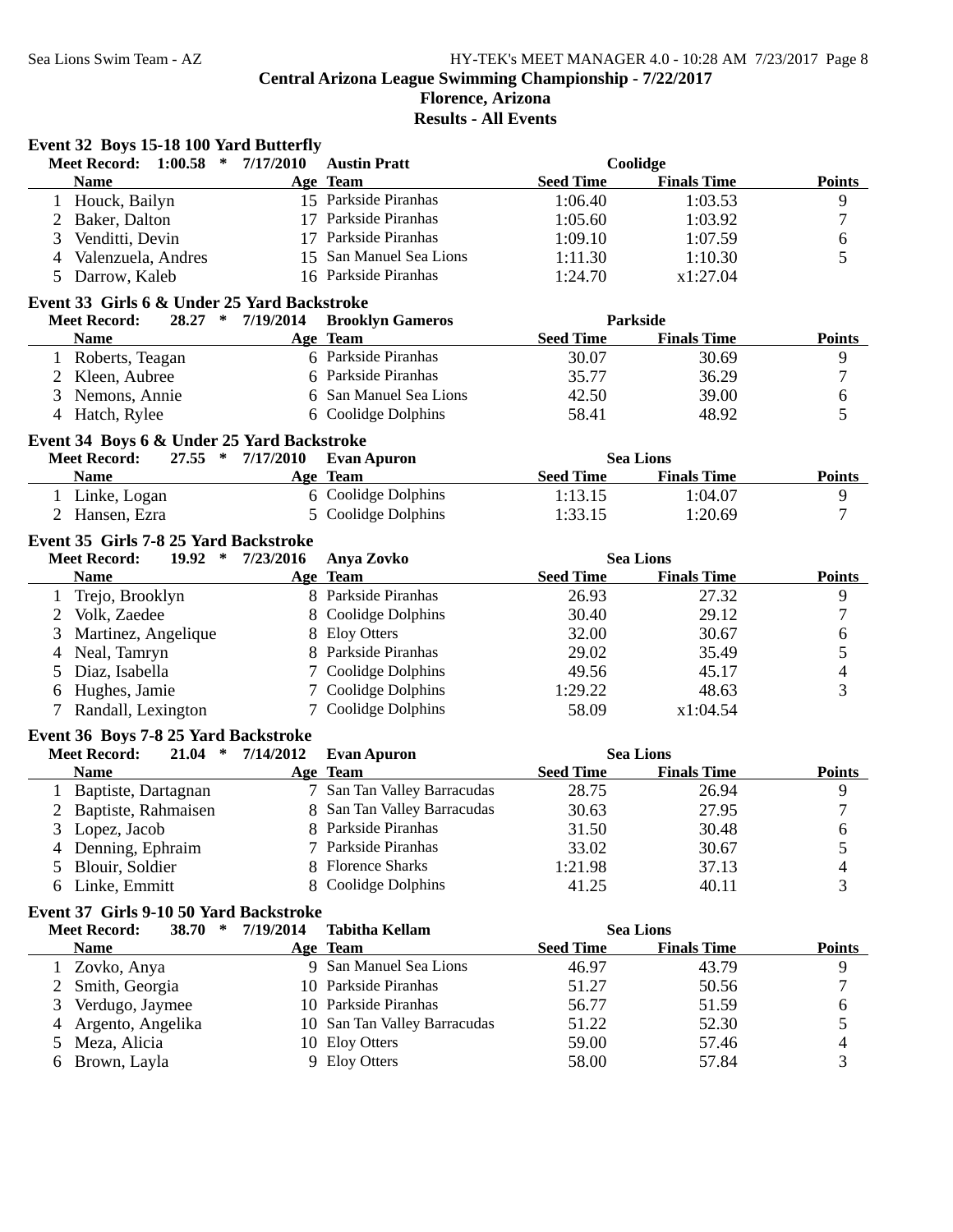# Central Arizona League Swimming Championship - 7/22/2017

## Florence, Arizona

## Results - All Events

### Event 32 Boys 15-18 100 Yard Butterfly

**Meet Record: 1:00.58 * 7/17/2010 Austin Pratt — Coolidge**

| | Name | Age | Team | Seed Time | Finals Time | Points |
|---|---|---|---|---|---|---|
| 1 | Houck, Bailyn | 15 | Parkside Piranhas | 1:06.40 | 1:03.53 | 9 |
| 2 | Baker, Dalton | 17 | Parkside Piranhas | 1:05.60 | 1:03.92 | 7 |
| 3 | Venditti, Devin | 17 | Parkside Piranhas | 1:09.10 | 1:07.59 | 6 |
| 4 | Valenzuela, Andres | 15 | San Manuel Sea Lions | 1:11.30 | 1:10.30 | 5 |
| 5 | Darrow, Kaleb | 16 | Parkside Piranhas | 1:24.70 | x1:27.04 | |

### Event 33 Girls 6 & Under 25 Yard Backstroke

**Meet Record: 28.27 * 7/19/2014 Brooklyn Gameros — Parkside**

| | Name | Age | Team | Seed Time | Finals Time | Points |
|---|---|---|---|---|---|---|
| 1 | Roberts, Teagan | 6 | Parkside Piranhas | 30.07 | 30.69 | 9 |
| 2 | Kleen, Aubree | 6 | Parkside Piranhas | 35.77 | 36.29 | 7 |
| 3 | Nemons, Annie | 6 | San Manuel Sea Lions | 42.50 | 39.00 | 6 |
| 4 | Hatch, Rylee | 6 | Coolidge Dolphins | 58.41 | 48.92 | 5 |

### Event 34 Boys 6 & Under 25 Yard Backstroke

**Meet Record: 27.55 * 7/17/2010 Evan Apuron — Sea Lions**

| | Name | Age | Team | Seed Time | Finals Time | Points |
|---|---|---|---|---|---|---|
| 1 | Linke, Logan | 6 | Coolidge Dolphins | 1:13.15 | 1:04.07 | 9 |
| 2 | Hansen, Ezra | 5 | Coolidge Dolphins | 1:33.15 | 1:20.69 | 7 |

### Event 35 Girls 7-8 25 Yard Backstroke

**Meet Record: 19.92 * 7/23/2016 Anya Zovko — Sea Lions**

| | Name | Age | Team | Seed Time | Finals Time | Points |
|---|---|---|---|---|---|---|
| 1 | Trejo, Brooklyn | 8 | Parkside Piranhas | 26.93 | 27.32 | 9 |
| 2 | Volk, Zaedee | 8 | Coolidge Dolphins | 30.40 | 29.12 | 7 |
| 3 | Martinez, Angelique | 8 | Eloy Otters | 32.00 | 30.67 | 6 |
| 4 | Neal, Tamryn | 8 | Parkside Piranhas | 29.02 | 35.49 | 5 |
| 5 | Diaz, Isabella | 7 | Coolidge Dolphins | 49.56 | 45.17 | 4 |
| 6 | Hughes, Jamie | 7 | Coolidge Dolphins | 1:29.22 | 48.63 | 3 |
| 7 | Randall, Lexington | 7 | Coolidge Dolphins | 58.09 | x1:04.54 | |

### Event 36 Boys 7-8 25 Yard Backstroke

**Meet Record: 21.04 * 7/14/2012 Evan Apuron — Sea Lions**

| | Name | Age | Team | Seed Time | Finals Time | Points |
|---|---|---|---|---|---|---|
| 1 | Baptiste, Dartagnan | 7 | San Tan Valley Barracudas | 28.75 | 26.94 | 9 |
| 2 | Baptiste, Rahmaisen | 8 | San Tan Valley Barracudas | 30.63 | 27.95 | 7 |
| 3 | Lopez, Jacob | 8 | Parkside Piranhas | 31.50 | 30.48 | 6 |
| 4 | Denning, Ephraim | 7 | Parkside Piranhas | 33.02 | 30.67 | 5 |
| 5 | Blouir, Soldier | 8 | Florence Sharks | 1:21.98 | 37.13 | 4 |
| 6 | Linke, Emmitt | 8 | Coolidge Dolphins | 41.25 | 40.11 | 3 |

### Event 37 Girls 9-10 50 Yard Backstroke

**Meet Record: 38.70 * 7/19/2014 Tabitha Kellam — Sea Lions**

| | Name | Age | Team | Seed Time | Finals Time | Points |
|---|---|---|---|---|---|---|
| 1 | Zovko, Anya | 9 | San Manuel Sea Lions | 46.97 | 43.79 | 9 |
| 2 | Smith, Georgia | 10 | Parkside Piranhas | 51.27 | 50.56 | 7 |
| 3 | Verdugo, Jaymee | 10 | Parkside Piranhas | 56.77 | 51.59 | 6 |
| 4 | Argento, Angelika | 10 | San Tan Valley Barracudas | 51.22 | 52.30 | 5 |
| 5 | Meza, Alicia | 10 | Eloy Otters | 59.00 | 57.46 | 4 |
| 6 | Brown, Layla | 9 | Eloy Otters | 58.00 | 57.84 | 3 |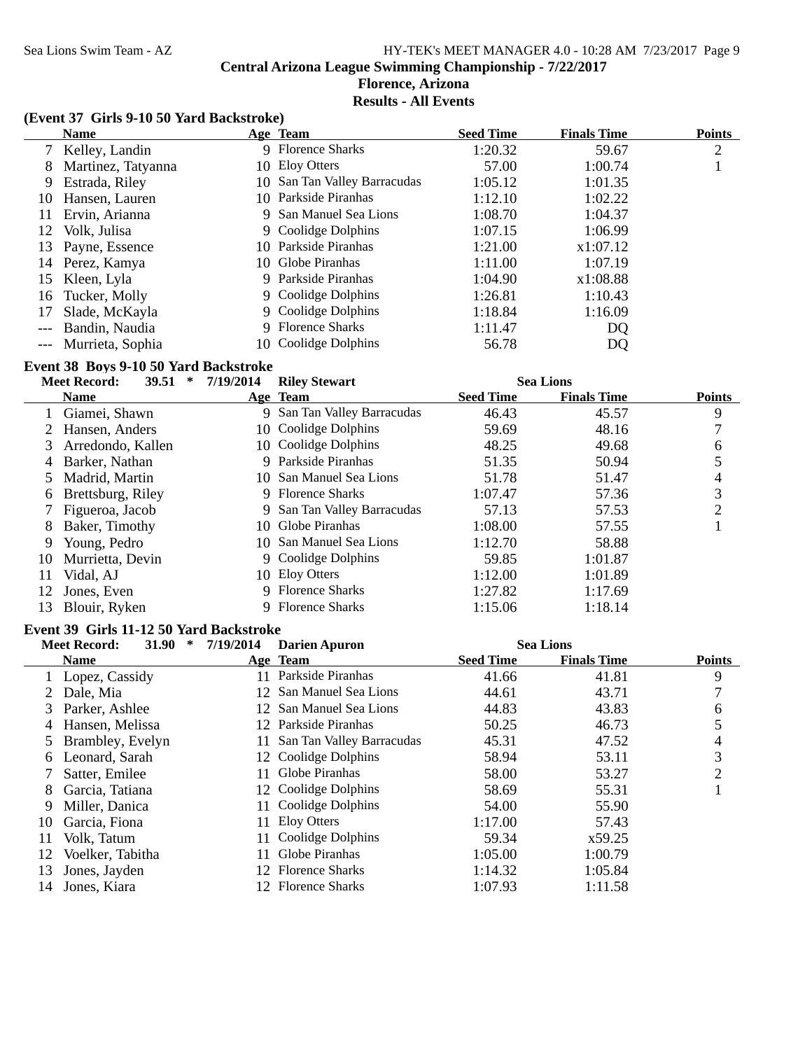## Central Arizona League Swimming Championship - 7/22/2017

**Florence, Arizona**

**Results - All Events**

### (Event 37 Girls 9-10 50 Yard Backstroke)

| | Name | Age | Team | Seed Time | Finals Time | Points |
|---|---|---|---|---|---|---|
| 7 | Kelley, Landin | 9 | Florence Sharks | 1:20.32 | 59.67 | 2 |
| 8 | Martinez, Tatyanna | 10 | Eloy Otters | 57.00 | 1:00.74 | 1 |
| 9 | Estrada, Riley | 10 | San Tan Valley Barracudas | 1:05.12 | 1:01.35 | |
| 10 | Hansen, Lauren | 10 | Parkside Piranhas | 1:12.10 | 1:02.22 | |
| 11 | Ervin, Arianna | 9 | San Manuel Sea Lions | 1:08.70 | 1:04.37 | |
| 12 | Volk, Julisa | 9 | Coolidge Dolphins | 1:07.15 | 1:06.99 | |
| 13 | Payne, Essence | 10 | Parkside Piranhas | 1:21.00 | x1:07.12 | |
| 14 | Perez, Kamya | 10 | Globe Piranhas | 1:11.00 | 1:07.19 | |
| 15 | Kleen, Lyla | 9 | Parkside Piranhas | 1:04.90 | x1:08.88 | |
| 16 | Tucker, Molly | 9 | Coolidge Dolphins | 1:26.81 | 1:10.43 | |
| 17 | Slade, McKayla | 9 | Coolidge Dolphins | 1:18.84 | 1:16.09 | |
| --- | Bandin, Naudia | 9 | Florence Sharks | 1:11.47 | DQ | |
| --- | Murrieta, Sophia | 10 | Coolidge Dolphins | 56.78 | DQ | |

### Event 38 Boys 9-10 50 Yard Backstroke

**Meet Record:** 39.51 * 7/19/2014 **Riley Stewart** **Sea Lions**

| | Name | Age | Team | Seed Time | Finals Time | Points |
|---|---|---|---|---|---|---|
| 1 | Giamei, Shawn | 9 | San Tan Valley Barracudas | 46.43 | 45.57 | 9 |
| 2 | Hansen, Anders | 10 | Coolidge Dolphins | 59.69 | 48.16 | 7 |
| 3 | Arredondo, Kallen | 10 | Coolidge Dolphins | 48.25 | 49.68 | 6 |
| 4 | Barker, Nathan | 9 | Parkside Piranhas | 51.35 | 50.94 | 5 |
| 5 | Madrid, Martin | 10 | San Manuel Sea Lions | 51.78 | 51.47 | 4 |
| 6 | Brettsburg, Riley | 9 | Florence Sharks | 1:07.47 | 57.36 | 3 |
| 7 | Figueroa, Jacob | 9 | San Tan Valley Barracudas | 57.13 | 57.53 | 2 |
| 8 | Baker, Timothy | 10 | Globe Piranhas | 1:08.00 | 57.55 | 1 |
| 9 | Young, Pedro | 10 | San Manuel Sea Lions | 1:12.70 | 58.88 | |
| 10 | Murrietta, Devin | 9 | Coolidge Dolphins | 59.85 | 1:01.87 | |
| 11 | Vidal, AJ | 10 | Eloy Otters | 1:12.00 | 1:01.89 | |
| 12 | Jones, Even | 9 | Florence Sharks | 1:27.82 | 1:17.69 | |
| 13 | Blouir, Ryken | 9 | Florence Sharks | 1:15.06 | 1:18.14 | |

### Event 39 Girls 11-12 50 Yard Backstroke

**Meet Record:** 31.90 * 7/19/2014 **Darien Apuron** **Sea Lions**

| | Name | Age | Team | Seed Time | Finals Time | Points |
|---|---|---|---|---|---|---|
| 1 | Lopez, Cassidy | 11 | Parkside Piranhas | 41.66 | 41.81 | 9 |
| 2 | Dale, Mia | 12 | San Manuel Sea Lions | 44.61 | 43.71 | 7 |
| 3 | Parker, Ashlee | 12 | San Manuel Sea Lions | 44.83 | 43.83 | 6 |
| 4 | Hansen, Melissa | 12 | Parkside Piranhas | 50.25 | 46.73 | 5 |
| 5 | Brambley, Evelyn | 11 | San Tan Valley Barracudas | 45.31 | 47.52 | 4 |
| 6 | Leonard, Sarah | 12 | Coolidge Dolphins | 58.94 | 53.11 | 3 |
| 7 | Satter, Emilee | 11 | Globe Piranhas | 58.00 | 53.27 | 2 |
| 8 | Garcia, Tatiana | 12 | Coolidge Dolphins | 58.69 | 55.31 | 1 |
| 9 | Miller, Danica | 11 | Coolidge Dolphins | 54.00 | 55.90 | |
| 10 | Garcia, Fiona | 11 | Eloy Otters | 1:17.00 | 57.43 | |
| 11 | Volk, Tatum | 11 | Coolidge Dolphins | 59.34 | x59.25 | |
| 12 | Voelker, Tabitha | 11 | Globe Piranhas | 1:05.00 | 1:00.79 | |
| 13 | Jones, Jayden | 12 | Florence Sharks | 1:14.32 | 1:05.84 | |
| 14 | Jones, Kiara | 12 | Florence Sharks | 1:07.93 | 1:11.58 | |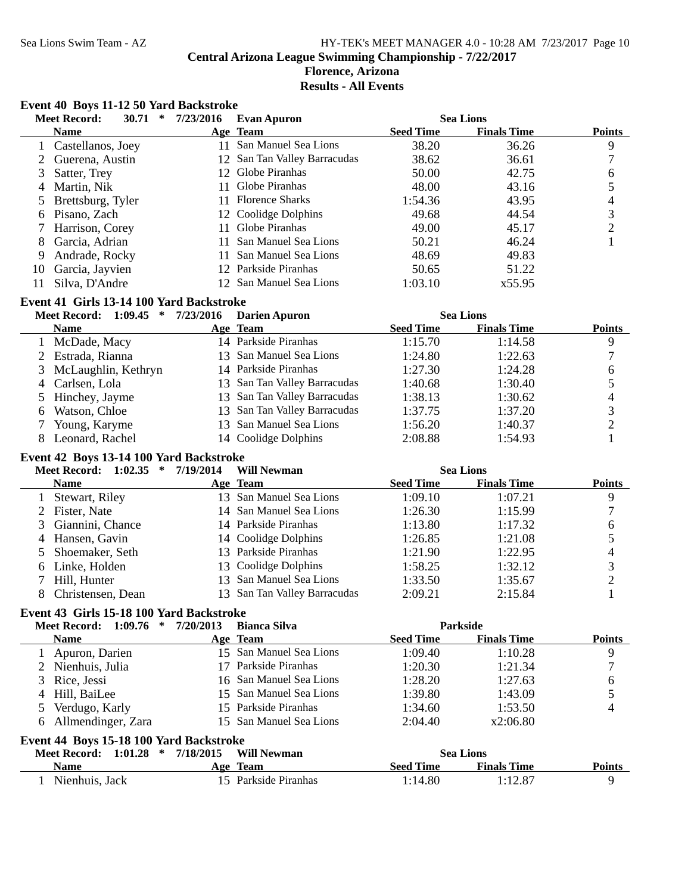# Central Arizona League Swimming Championship - 7/22/2017

## Florence, Arizona

## Results - All Events

### Event 40 Boys 11-12 50 Yard Backstroke

Meet Record: 30.71 * 7/23/2016 Evan Apuron — Sea Lions

| | Name | Age | Team | Seed Time | Finals Time | Points |
|---|---|---|---|---|---|---|
| 1 | Castellanos, Joey | 11 | San Manuel Sea Lions | 38.20 | 36.26 | 9 |
| 2 | Guerena, Austin | 12 | San Tan Valley Barracudas | 38.62 | 36.61 | 7 |
| 3 | Satter, Trey | 12 | Globe Piranhas | 50.00 | 42.75 | 6 |
| 4 | Martin, Nik | 11 | Globe Piranhas | 48.00 | 43.16 | 5 |
| 5 | Brettsburg, Tyler | 11 | Florence Sharks | 1:54.36 | 43.95 | 4 |
| 6 | Pisano, Zach | 12 | Coolidge Dolphins | 49.68 | 44.54 | 3 |
| 7 | Harrison, Corey | 11 | Globe Piranhas | 49.00 | 45.17 | 2 |
| 8 | Garcia, Adrian | 11 | San Manuel Sea Lions | 50.21 | 46.24 | 1 |
| 9 | Andrade, Rocky | 11 | San Manuel Sea Lions | 48.69 | 49.83 | |
| 10 | Garcia, Jayvien | 12 | Parkside Piranhas | 50.65 | 51.22 | |
| 11 | Silva, D'Andre | 12 | San Manuel Sea Lions | 1:03.10 | x55.95 | |

### Event 41 Girls 13-14 100 Yard Backstroke

Meet Record: 1:09.45 * 7/23/2016 Darien Apuron — Sea Lions

| | Name | Age | Team | Seed Time | Finals Time | Points |
|---|---|---|---|---|---|---|
| 1 | McDade, Macy | 14 | Parkside Piranhas | 1:15.70 | 1:14.58 | 9 |
| 2 | Estrada, Rianna | 13 | San Manuel Sea Lions | 1:24.80 | 1:22.63 | 7 |
| 3 | McLaughlin, Kethryn | 14 | Parkside Piranhas | 1:27.30 | 1:24.28 | 6 |
| 4 | Carlsen, Lola | 13 | San Tan Valley Barracudas | 1:40.68 | 1:30.40 | 5 |
| 5 | Hinchey, Jayme | 13 | San Tan Valley Barracudas | 1:38.13 | 1:30.62 | 4 |
| 6 | Watson, Chloe | 13 | San Tan Valley Barracudas | 1:37.75 | 1:37.20 | 3 |
| 7 | Young, Karyme | 13 | San Manuel Sea Lions | 1:56.20 | 1:40.37 | 2 |
| 8 | Leonard, Rachel | 14 | Coolidge Dolphins | 2:08.88 | 1:54.93 | 1 |

### Event 42 Boys 13-14 100 Yard Backstroke

Meet Record: 1:02.35 * 7/19/2014 Will Newman — Sea Lions

| | Name | Age | Team | Seed Time | Finals Time | Points |
|---|---|---|---|---|---|---|
| 1 | Stewart, Riley | 13 | San Manuel Sea Lions | 1:09.10 | 1:07.21 | 9 |
| 2 | Fister, Nate | 14 | San Manuel Sea Lions | 1:26.30 | 1:15.99 | 7 |
| 3 | Giannini, Chance | 14 | Parkside Piranhas | 1:13.80 | 1:17.32 | 6 |
| 4 | Hansen, Gavin | 14 | Coolidge Dolphins | 1:26.85 | 1:21.08 | 5 |
| 5 | Shoemaker, Seth | 13 | Parkside Piranhas | 1:21.90 | 1:22.95 | 4 |
| 6 | Linke, Holden | 13 | Coolidge Dolphins | 1:58.25 | 1:32.12 | 3 |
| 7 | Hill, Hunter | 13 | San Manuel Sea Lions | 1:33.50 | 1:35.67 | 2 |
| 8 | Christensen, Dean | 13 | San Tan Valley Barracudas | 2:09.21 | 2:15.84 | 1 |

### Event 43 Girls 15-18 100 Yard Backstroke

Meet Record: 1:09.76 * 7/20/2013 Bianca Silva — Parkside

| | Name | Age | Team | Seed Time | Finals Time | Points |
|---|---|---|---|---|---|---|
| 1 | Apuron, Darien | 15 | San Manuel Sea Lions | 1:09.40 | 1:10.28 | 9 |
| 2 | Nienhuis, Julia | 17 | Parkside Piranhas | 1:20.30 | 1:21.34 | 7 |
| 3 | Rice, Jessi | 16 | San Manuel Sea Lions | 1:28.20 | 1:27.63 | 6 |
| 4 | Hill, BaiLee | 15 | San Manuel Sea Lions | 1:39.80 | 1:43.09 | 5 |
| 5 | Verdugo, Karly | 15 | Parkside Piranhas | 1:34.60 | 1:53.50 | 4 |
| 6 | Allmendinger, Zara | 15 | San Manuel Sea Lions | 2:04.40 | x2:06.80 | |

### Event 44 Boys 15-18 100 Yard Backstroke

Meet Record: 1:01.28 * 7/18/2015 Will Newman — Sea Lions

| | Name | Age | Team | Seed Time | Finals Time | Points |
|---|---|---|---|---|---|---|
| 1 | Nienhuis, Jack | 15 | Parkside Piranhas | 1:14.80 | 1:12.87 | 9 |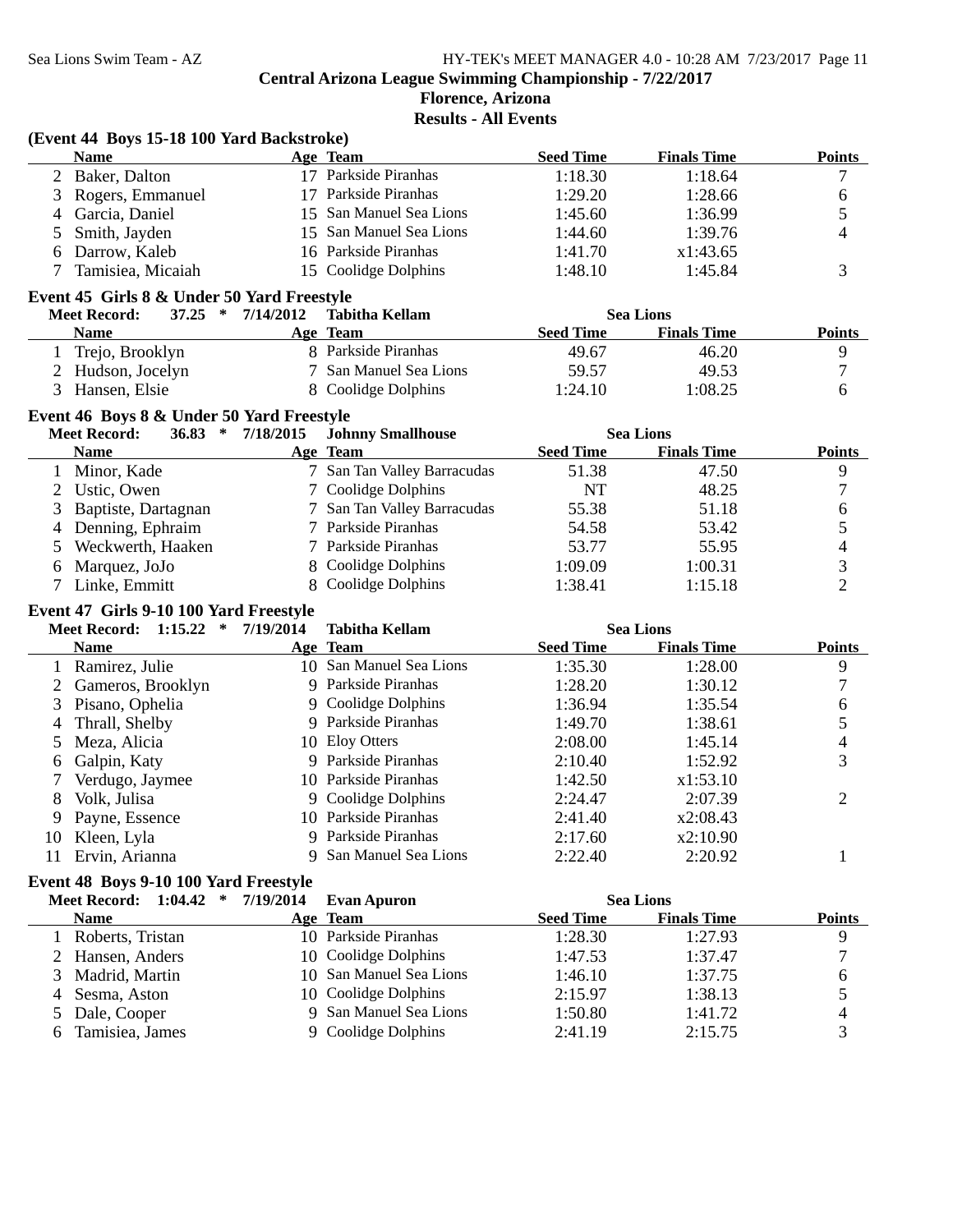## Central Arizona League Swimming Championship - 7/22/2017

### Florence, Arizona

### Results - All Events

**(Event 44 Boys 15-18 100 Yard Backstroke)**

| | Name | Age | Team | Seed Time | Finals Time | Points |
|---|---|---|---|---|---|---|
| 2 | Baker, Dalton | 17 | Parkside Piranhas | 1:18.30 | 1:18.64 | 7 |
| 3 | Rogers, Emmanuel | 17 | Parkside Piranhas | 1:29.20 | 1:28.66 | 6 |
| 4 | Garcia, Daniel | 15 | San Manuel Sea Lions | 1:45.60 | 1:36.99 | 5 |
| 5 | Smith, Jayden | 15 | San Manuel Sea Lions | 1:44.60 | 1:39.76 | 4 |
| 6 | Darrow, Kaleb | 16 | Parkside Piranhas | 1:41.70 | x1:43.65 | |
| 7 | Tamisiea, Micaiah | 15 | Coolidge Dolphins | 1:48.10 | 1:45.84 | 3 |

**Event 45 Girls 8 & Under 50 Yard Freestyle**

**Meet Record: 37.25 * 7/14/2012 Tabitha Kellam Sea Lions**

| | Name | Age | Team | Seed Time | Finals Time | Points |
|---|---|---|---|---|---|---|
| 1 | Trejo, Brooklyn | 8 | Parkside Piranhas | 49.67 | 46.20 | 9 |
| 2 | Hudson, Jocelyn | 7 | San Manuel Sea Lions | 59.57 | 49.53 | 7 |
| 3 | Hansen, Elsie | 8 | Coolidge Dolphins | 1:24.10 | 1:08.25 | 6 |

**Event 46 Boys 8 & Under 50 Yard Freestyle**

**Meet Record: 36.83 * 7/18/2015 Johnny Smallhouse Sea Lions**

| | Name | Age | Team | Seed Time | Finals Time | Points |
|---|---|---|---|---|---|---|
| 1 | Minor, Kade | 7 | San Tan Valley Barracudas | 51.38 | 47.50 | 9 |
| 2 | Ustic, Owen | 7 | Coolidge Dolphins | NT | 48.25 | 7 |
| 3 | Baptiste, Dartagnan | 7 | San Tan Valley Barracudas | 55.38 | 51.18 | 6 |
| 4 | Denning, Ephraim | 7 | Parkside Piranhas | 54.58 | 53.42 | 5 |
| 5 | Weckwerth, Haaken | 7 | Parkside Piranhas | 53.77 | 55.95 | 4 |
| 6 | Marquez, JoJo | 8 | Coolidge Dolphins | 1:09.09 | 1:00.31 | 3 |
| 7 | Linke, Emmitt | 8 | Coolidge Dolphins | 1:38.41 | 1:15.18 | 2 |

**Event 47 Girls 9-10 100 Yard Freestyle**

**Meet Record: 1:15.22 * 7/19/2014 Tabitha Kellam Sea Lions**

| | Name | Age | Team | Seed Time | Finals Time | Points |
|---|---|---|---|---|---|---|
| 1 | Ramirez, Julie | 10 | San Manuel Sea Lions | 1:35.30 | 1:28.00 | 9 |
| 2 | Gameros, Brooklyn | 9 | Parkside Piranhas | 1:28.20 | 1:30.12 | 7 |
| 3 | Pisano, Ophelia | 9 | Coolidge Dolphins | 1:36.94 | 1:35.54 | 6 |
| 4 | Thrall, Shelby | 9 | Parkside Piranhas | 1:49.70 | 1:38.61 | 5 |
| 5 | Meza, Alicia | 10 | Eloy Otters | 2:08.00 | 1:45.14 | 4 |
| 6 | Galpin, Katy | 9 | Parkside Piranhas | 2:10.40 | 1:52.92 | 3 |
| 7 | Verdugo, Jaymee | 10 | Parkside Piranhas | 1:42.50 | x1:53.10 | |
| 8 | Volk, Julisa | 9 | Coolidge Dolphins | 2:24.47 | 2:07.39 | 2 |
| 9 | Payne, Essence | 10 | Parkside Piranhas | 2:41.40 | x2:08.43 | |
| 10 | Kleen, Lyla | 9 | Parkside Piranhas | 2:17.60 | x2:10.90 | |
| 11 | Ervin, Arianna | 9 | San Manuel Sea Lions | 2:22.40 | 2:20.92 | 1 |

**Event 48 Boys 9-10 100 Yard Freestyle**

**Meet Record: 1:04.42 * 7/19/2014 Evan Apuron Sea Lions**

| | Name | Age | Team | Seed Time | Finals Time | Points |
|---|---|---|---|---|---|---|
| 1 | Roberts, Tristan | 10 | Parkside Piranhas | 1:28.30 | 1:27.93 | 9 |
| 2 | Hansen, Anders | 10 | Coolidge Dolphins | 1:47.53 | 1:37.47 | 7 |
| 3 | Madrid, Martin | 10 | San Manuel Sea Lions | 1:46.10 | 1:37.75 | 6 |
| 4 | Sesma, Aston | 10 | Coolidge Dolphins | 2:15.97 | 1:38.13 | 5 |
| 5 | Dale, Cooper | 9 | San Manuel Sea Lions | 1:50.80 | 1:41.72 | 4 |
| 6 | Tamisiea, James | 9 | Coolidge Dolphins | 2:41.19 | 2:15.75 | 3 |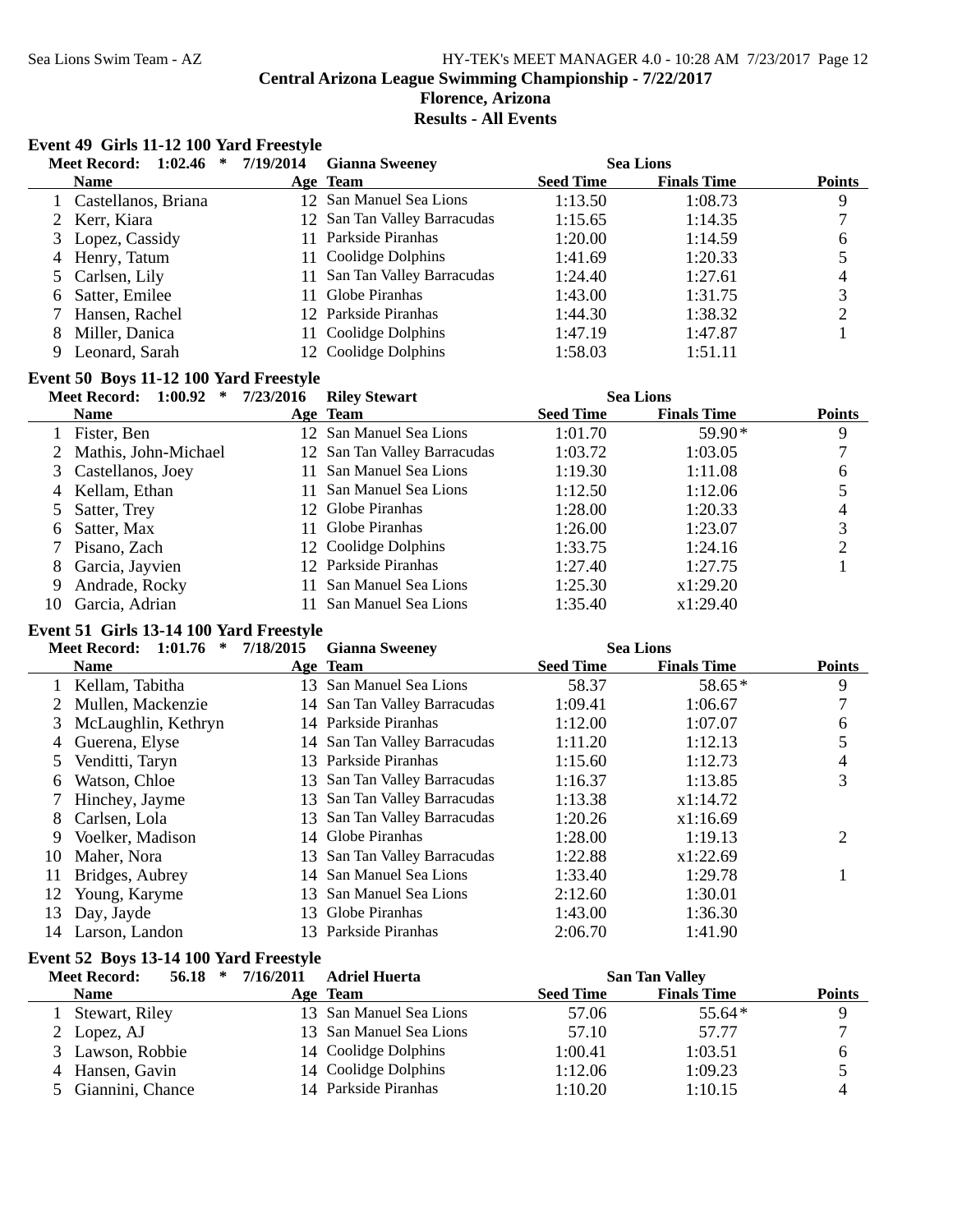## Central Arizona League Swimming Championship - 7/22/2017

### Florence, Arizona

### Results - All Events

### Event 49 Girls 11-12 100 Yard Freestyle

Meet Record: 1:02.46 * 7/19/2014 Gianna Sweeney Sea Lions

| | Name | Age | Team | Seed Time | Finals Time | Points |
|---|---|---|---|---|---|---|
| 1 | Castellanos, Briana | 12 | San Manuel Sea Lions | 1:13.50 | 1:08.73 | 9 |
| 2 | Kerr, Kiara | 12 | San Tan Valley Barracudas | 1:15.65 | 1:14.35 | 7 |
| 3 | Lopez, Cassidy | 11 | Parkside Piranhas | 1:20.00 | 1:14.59 | 6 |
| 4 | Henry, Tatum | 11 | Coolidge Dolphins | 1:41.69 | 1:20.33 | 5 |
| 5 | Carlsen, Lily | 11 | San Tan Valley Barracudas | 1:24.40 | 1:27.61 | 4 |
| 6 | Satter, Emilee | 11 | Globe Piranhas | 1:43.00 | 1:31.75 | 3 |
| 7 | Hansen, Rachel | 12 | Parkside Piranhas | 1:44.30 | 1:38.32 | 2 |
| 8 | Miller, Danica | 11 | Coolidge Dolphins | 1:47.19 | 1:47.87 | 1 |
| 9 | Leonard, Sarah | 12 | Coolidge Dolphins | 1:58.03 | 1:51.11 | |

### Event 50 Boys 11-12 100 Yard Freestyle

Meet Record: 1:00.92 * 7/23/2016 Riley Stewart Sea Lions

| | Name | Age | Team | Seed Time | Finals Time | Points |
|---|---|---|---|---|---|---|
| 1 | Fister, Ben | 12 | San Manuel Sea Lions | 1:01.70 | 59.90* | 9 |
| 2 | Mathis, John-Michael | 12 | San Tan Valley Barracudas | 1:03.72 | 1:03.05 | 7 |
| 3 | Castellanos, Joey | 11 | San Manuel Sea Lions | 1:19.30 | 1:11.08 | 6 |
| 4 | Kellam, Ethan | 11 | San Manuel Sea Lions | 1:12.50 | 1:12.06 | 5 |
| 5 | Satter, Trey | 12 | Globe Piranhas | 1:28.00 | 1:20.33 | 4 |
| 6 | Satter, Max | 11 | Globe Piranhas | 1:26.00 | 1:23.07 | 3 |
| 7 | Pisano, Zach | 12 | Coolidge Dolphins | 1:33.75 | 1:24.16 | 2 |
| 8 | Garcia, Jayvien | 12 | Parkside Piranhas | 1:27.40 | 1:27.75 | 1 |
| 9 | Andrade, Rocky | 11 | San Manuel Sea Lions | 1:25.30 | x1:29.20 | |
| 10 | Garcia, Adrian | 11 | San Manuel Sea Lions | 1:35.40 | x1:29.40 | |

### Event 51 Girls 13-14 100 Yard Freestyle

Meet Record: 1:01.76 * 7/18/2015 Gianna Sweeney Sea Lions

| | Name | Age | Team | Seed Time | Finals Time | Points |
|---|---|---|---|---|---|---|
| 1 | Kellam, Tabitha | 13 | San Manuel Sea Lions | 58.37 | 58.65* | 9 |
| 2 | Mullen, Mackenzie | 14 | San Tan Valley Barracudas | 1:09.41 | 1:06.67 | 7 |
| 3 | McLaughlin, Kethryn | 14 | Parkside Piranhas | 1:12.00 | 1:07.07 | 6 |
| 4 | Guerena, Elyse | 14 | San Tan Valley Barracudas | 1:11.20 | 1:12.13 | 5 |
| 5 | Venditti, Taryn | 13 | Parkside Piranhas | 1:15.60 | 1:12.73 | 4 |
| 6 | Watson, Chloe | 13 | San Tan Valley Barracudas | 1:16.37 | 1:13.85 | 3 |
| 7 | Hinchey, Jayme | 13 | San Tan Valley Barracudas | 1:13.38 | x1:14.72 | |
| 8 | Carlsen, Lola | 13 | San Tan Valley Barracudas | 1:20.26 | x1:16.69 | |
| 9 | Voelker, Madison | 14 | Globe Piranhas | 1:28.00 | 1:19.13 | 2 |
| 10 | Maher, Nora | 13 | San Tan Valley Barracudas | 1:22.88 | x1:22.69 | |
| 11 | Bridges, Aubrey | 14 | San Manuel Sea Lions | 1:33.40 | 1:29.78 | 1 |
| 12 | Young, Karyme | 13 | San Manuel Sea Lions | 2:12.60 | 1:30.01 | |
| 13 | Day, Jayde | 13 | Globe Piranhas | 1:43.00 | 1:36.30 | |
| 14 | Larson, Landon | 13 | Parkside Piranhas | 2:06.70 | 1:41.90 | |

### Event 52 Boys 13-14 100 Yard Freestyle

Meet Record: 56.18 * 7/16/2011 Adriel Huerta San Tan Valley

| | Name | Age | Team | Seed Time | Finals Time | Points |
|---|---|---|---|---|---|---|
| 1 | Stewart, Riley | 13 | San Manuel Sea Lions | 57.06 | 55.64* | 9 |
| 2 | Lopez, AJ | 13 | San Manuel Sea Lions | 57.10 | 57.77 | 7 |
| 3 | Lawson, Robbie | 14 | Coolidge Dolphins | 1:00.41 | 1:03.51 | 6 |
| 4 | Hansen, Gavin | 14 | Coolidge Dolphins | 1:12.06 | 1:09.23 | 5 |
| 5 | Giannini, Chance | 14 | Parkside Piranhas | 1:10.20 | 1:10.15 | 4 |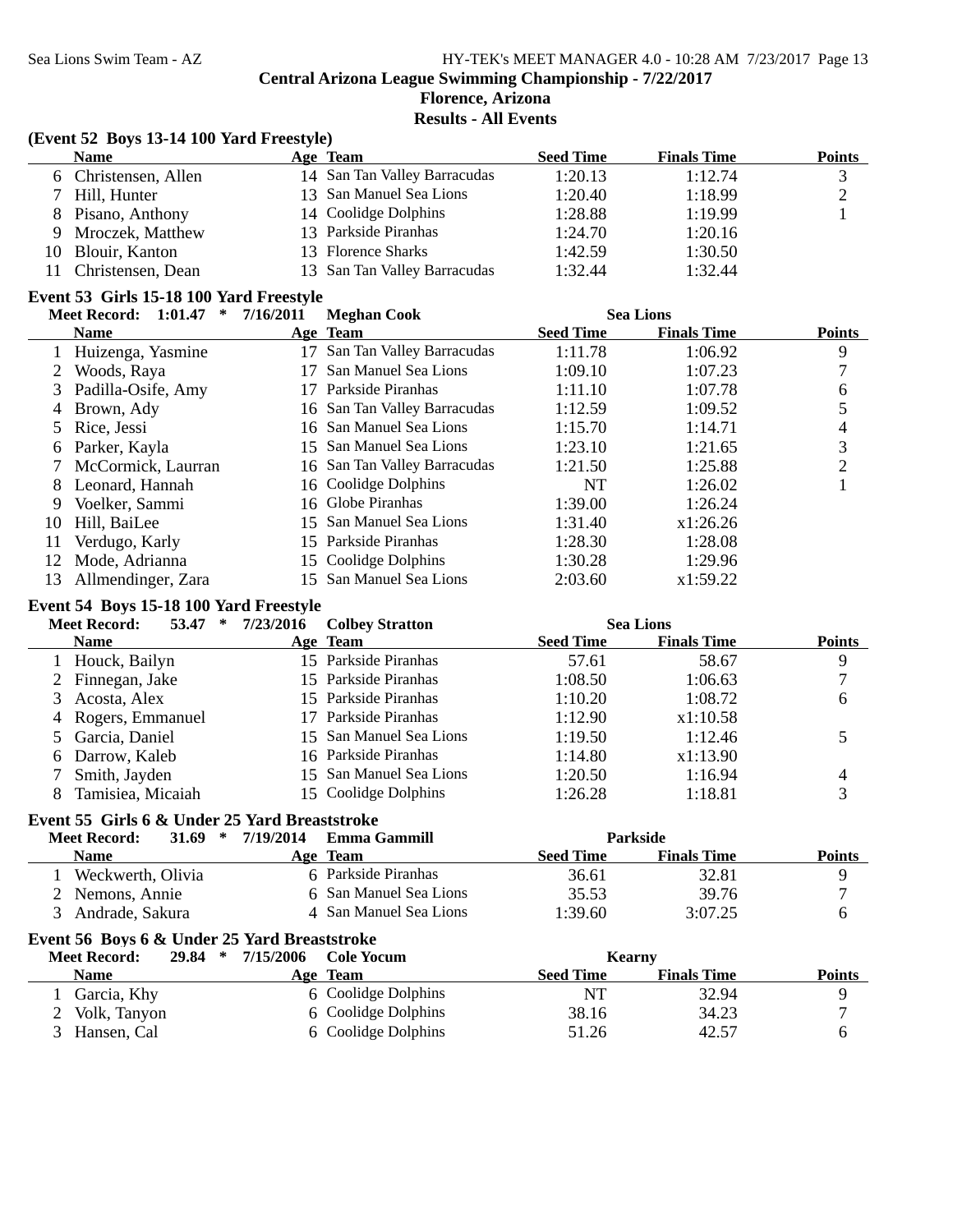**Central Arizona League Swimming Championship - 7/22/2017**

**Florence, Arizona**

**Results - All Events**

### (Event 52 Boys 13-14 100 Yard Freestyle)

| | Name | Age | Team | Seed Time | Finals Time | Points |
|---|---|---|---|---|---|---|
| 6 | Christensen, Allen | 14 | San Tan Valley Barracudas | 1:20.13 | 1:12.74 | 3 |
| 7 | Hill, Hunter | 13 | San Manuel Sea Lions | 1:20.40 | 1:18.99 | 2 |
| 8 | Pisano, Anthony | 14 | Coolidge Dolphins | 1:28.88 | 1:19.99 | 1 |
| 9 | Mroczek, Matthew | 13 | Parkside Piranhas | 1:24.70 | 1:20.16 | |
| 10 | Blouir, Kanton | 13 | Florence Sharks | 1:42.59 | 1:30.50 | |
| 11 | Christensen, Dean | 13 | San Tan Valley Barracudas | 1:32.44 | 1:32.44 | |

### Event 53 Girls 15-18 100 Yard Freestyle

Meet Record: 1:01.47 * 7/16/2011 Meghan Cook Sea Lions

| | Name | Age | Team | Seed Time | Finals Time | Points |
|---|---|---|---|---|---|---|
| 1 | Huizenga, Yasmine | 17 | San Tan Valley Barracudas | 1:11.78 | 1:06.92 | 9 |
| 2 | Woods, Raya | 17 | San Manuel Sea Lions | 1:09.10 | 1:07.23 | 7 |
| 3 | Padilla-Osife, Amy | 17 | Parkside Piranhas | 1:11.10 | 1:07.78 | 6 |
| 4 | Brown, Ady | 16 | San Tan Valley Barracudas | 1:12.59 | 1:09.52 | 5 |
| 5 | Rice, Jessi | 16 | San Manuel Sea Lions | 1:15.70 | 1:14.71 | 4 |
| 6 | Parker, Kayla | 15 | San Manuel Sea Lions | 1:23.10 | 1:21.65 | 3 |
| 7 | McCormick, Laurran | 16 | San Tan Valley Barracudas | 1:21.50 | 1:25.88 | 2 |
| 8 | Leonard, Hannah | 16 | Coolidge Dolphins | NT | 1:26.02 | 1 |
| 9 | Voelker, Sammi | 16 | Globe Piranhas | 1:39.00 | 1:26.24 | |
| 10 | Hill, BaiLee | 15 | San Manuel Sea Lions | 1:31.40 | x1:26.26 | |
| 11 | Verdugo, Karly | 15 | Parkside Piranhas | 1:28.30 | 1:28.08 | |
| 12 | Mode, Adrianna | 15 | Coolidge Dolphins | 1:30.28 | 1:29.96 | |
| 13 | Allmendinger, Zara | 15 | San Manuel Sea Lions | 2:03.60 | x1:59.22 | |

### Event 54 Boys 15-18 100 Yard Freestyle

Meet Record: 53.47 * 7/23/2016 Colbey Stratton Sea Lions

| | Name | Age | Team | Seed Time | Finals Time | Points |
|---|---|---|---|---|---|---|
| 1 | Houck, Bailyn | 15 | Parkside Piranhas | 57.61 | 58.67 | 9 |
| 2 | Finnegan, Jake | 15 | Parkside Piranhas | 1:08.50 | 1:06.63 | 7 |
| 3 | Acosta, Alex | 15 | Parkside Piranhas | 1:10.20 | 1:08.72 | 6 |
| 4 | Rogers, Emmanuel | 17 | Parkside Piranhas | 1:12.90 | x1:10.58 | |
| 5 | Garcia, Daniel | 15 | San Manuel Sea Lions | 1:19.50 | 1:12.46 | 5 |
| 6 | Darrow, Kaleb | 16 | Parkside Piranhas | 1:14.80 | x1:13.90 | |
| 7 | Smith, Jayden | 15 | San Manuel Sea Lions | 1:20.50 | 1:16.94 | 4 |
| 8 | Tamisiea, Micaiah | 15 | Coolidge Dolphins | 1:26.28 | 1:18.81 | 3 |

### Event 55 Girls 6 & Under 25 Yard Breaststroke

Meet Record: 31.69 * 7/19/2014 Emma Gammill Parkside

| | Name | Age | Team | Seed Time | Finals Time | Points |
|---|---|---|---|---|---|---|
| 1 | Weckwerth, Olivia | 6 | Parkside Piranhas | 36.61 | 32.81 | 9 |
| 2 | Nemons, Annie | 6 | San Manuel Sea Lions | 35.53 | 39.76 | 7 |
| 3 | Andrade, Sakura | 4 | San Manuel Sea Lions | 1:39.60 | 3:07.25 | 6 |

### Event 56 Boys 6 & Under 25 Yard Breaststroke

Meet Record: 29.84 * 7/15/2006 Cole Yocum Kearny

| | Name | Age | Team | Seed Time | Finals Time | Points |
|---|---|---|---|---|---|---|
| 1 | Garcia, Khy | 6 | Coolidge Dolphins | NT | 32.94 | 9 |
| 2 | Volk, Tanyon | 6 | Coolidge Dolphins | 38.16 | 34.23 | 7 |
| 3 | Hansen, Cal | 6 | Coolidge Dolphins | 51.26 | 42.57 | 6 |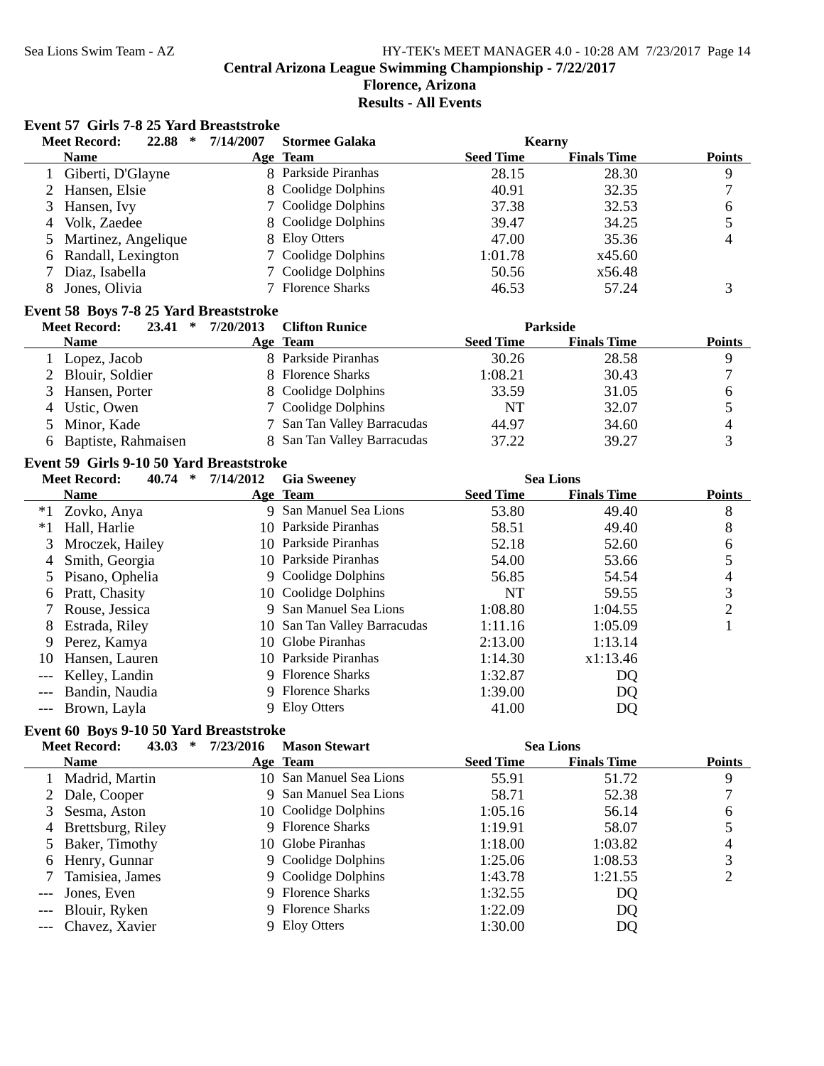Central Arizona League Swimming Championship - 7/22/2017
Florence, Arizona
Results - All Events

### Event 57 Girls 7-8 25 Yard Breaststroke

Meet Record: 22.88 * 7/14/2007 Stormee Galaka Kearny

| | Name | Age | Team | Seed Time | Finals Time | Points |
|---|---|---|---|---|---|---|
| 1 | Giberti, D'Glayne | 8 | Parkside Piranhas | 28.15 | 28.30 | 9 |
| 2 | Hansen, Elsie | 8 | Coolidge Dolphins | 40.91 | 32.35 | 7 |
| 3 | Hansen, Ivy | 7 | Coolidge Dolphins | 37.38 | 32.53 | 6 |
| 4 | Volk, Zaedee | 8 | Coolidge Dolphins | 39.47 | 34.25 | 5 |
| 5 | Martinez, Angelique | 8 | Eloy Otters | 47.00 | 35.36 | 4 |
| 6 | Randall, Lexington | 7 | Coolidge Dolphins | 1:01.78 | x45.60 | |
| 7 | Diaz, Isabella | 7 | Coolidge Dolphins | 50.56 | x56.48 | |
| 8 | Jones, Olivia | 7 | Florence Sharks | 46.53 | 57.24 | 3 |

### Event 58 Boys 7-8 25 Yard Breaststroke

Meet Record: 23.41 * 7/20/2013 Clifton Runice Parkside

| | Name | Age | Team | Seed Time | Finals Time | Points |
|---|---|---|---|---|---|---|
| 1 | Lopez, Jacob | 8 | Parkside Piranhas | 30.26 | 28.58 | 9 |
| 2 | Blouir, Soldier | 8 | Florence Sharks | 1:08.21 | 30.43 | 7 |
| 3 | Hansen, Porter | 8 | Coolidge Dolphins | 33.59 | 31.05 | 6 |
| 4 | Ustic, Owen | 7 | Coolidge Dolphins | NT | 32.07 | 5 |
| 5 | Minor, Kade | 7 | San Tan Valley Barracudas | 44.97 | 34.60 | 4 |
| 6 | Baptiste, Rahmaisen | 8 | San Tan Valley Barracudas | 37.22 | 39.27 | 3 |

### Event 59 Girls 9-10 50 Yard Breaststroke

Meet Record: 40.74 * 7/14/2012 Gia Sweeney Sea Lions

| | Name | Age | Team | Seed Time | Finals Time | Points |
|---|---|---|---|---|---|---|
| *1 | Zovko, Anya | 9 | San Manuel Sea Lions | 53.80 | 49.40 | 8 |
| *1 | Hall, Harlie | 10 | Parkside Piranhas | 58.51 | 49.40 | 8 |
| 3 | Mroczek, Hailey | 10 | Parkside Piranhas | 52.18 | 52.60 | 6 |
| 4 | Smith, Georgia | 10 | Parkside Piranhas | 54.00 | 53.66 | 5 |
| 5 | Pisano, Ophelia | 9 | Coolidge Dolphins | 56.85 | 54.54 | 4 |
| 6 | Pratt, Chasity | 10 | Coolidge Dolphins | NT | 59.55 | 3 |
| 7 | Rouse, Jessica | 9 | San Manuel Sea Lions | 1:08.80 | 1:04.55 | 2 |
| 8 | Estrada, Riley | 10 | San Tan Valley Barracudas | 1:11.16 | 1:05.09 | 1 |
| 9 | Perez, Kamya | 10 | Globe Piranhas | 2:13.00 | 1:13.14 | |
| 10 | Hansen, Lauren | 10 | Parkside Piranhas | 1:14.30 | x1:13.46 | |
| --- | Kelley, Landin | 9 | Florence Sharks | 1:32.87 | DQ | |
| --- | Bandin, Naudia | 9 | Florence Sharks | 1:39.00 | DQ | |
| --- | Brown, Layla | 9 | Eloy Otters | 41.00 | DQ | |

### Event 60 Boys 9-10 50 Yard Breaststroke

Meet Record: 43.03 * 7/23/2016 Mason Stewart Sea Lions

| | Name | Age | Team | Seed Time | Finals Time | Points |
|---|---|---|---|---|---|---|
| 1 | Madrid, Martin | 10 | San Manuel Sea Lions | 55.91 | 51.72 | 9 |
| 2 | Dale, Cooper | 9 | San Manuel Sea Lions | 58.71 | 52.38 | 7 |
| 3 | Sesma, Aston | 10 | Coolidge Dolphins | 1:05.16 | 56.14 | 6 |
| 4 | Brettsburg, Riley | 9 | Florence Sharks | 1:19.91 | 58.07 | 5 |
| 5 | Baker, Timothy | 10 | Globe Piranhas | 1:18.00 | 1:03.82 | 4 |
| 6 | Henry, Gunnar | 9 | Coolidge Dolphins | 1:25.06 | 1:08.53 | 3 |
| 7 | Tamisiea, James | 9 | Coolidge Dolphins | 1:43.78 | 1:21.55 | 2 |
| --- | Jones, Even | 9 | Florence Sharks | 1:32.55 | DQ | |
| --- | Blouir, Ryken | 9 | Florence Sharks | 1:22.09 | DQ | |
| --- | Chavez, Xavier | 9 | Eloy Otters | 1:30.00 | DQ | |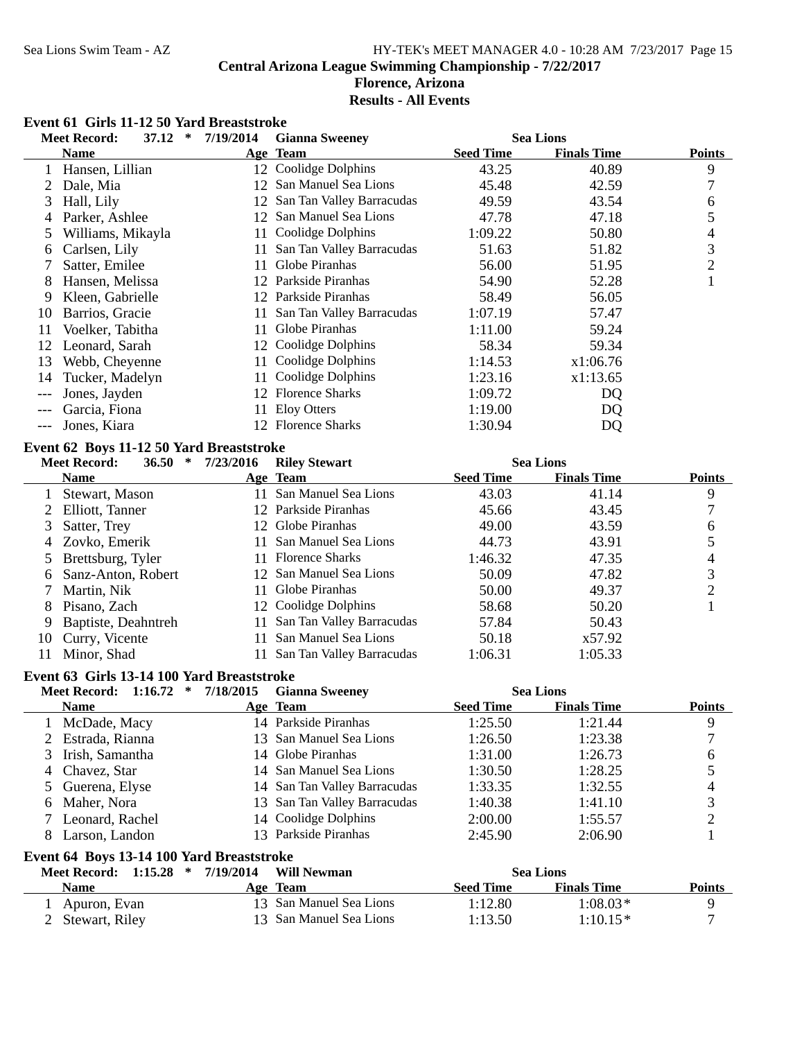**Central Arizona League Swimming Championship - 7/22/2017**
**Florence, Arizona**
**Results - All Events**

### Event 61 Girls 11-12 50 Yard Breaststroke

Meet Record: 37.12 * 7/19/2014 Gianna Sweeney Sea Lions

| | Name | Age | Team | Seed Time | Finals Time | Points |
|---|---|---|---|---|---|---|
| 1 | Hansen, Lillian | 12 | Coolidge Dolphins | 43.25 | 40.89 | 9 |
| 2 | Dale, Mia | 12 | San Manuel Sea Lions | 45.48 | 42.59 | 7 |
| 3 | Hall, Lily | 12 | San Tan Valley Barracudas | 49.59 | 43.54 | 6 |
| 4 | Parker, Ashlee | 12 | San Manuel Sea Lions | 47.78 | 47.18 | 5 |
| 5 | Williams, Mikayla | 11 | Coolidge Dolphins | 1:09.22 | 50.80 | 4 |
| 6 | Carlsen, Lily | 11 | San Tan Valley Barracudas | 51.63 | 51.82 | 3 |
| 7 | Satter, Emilee | 11 | Globe Piranhas | 56.00 | 51.95 | 2 |
| 8 | Hansen, Melissa | 12 | Parkside Piranhas | 54.90 | 52.28 | 1 |
| 9 | Kleen, Gabrielle | 12 | Parkside Piranhas | 58.49 | 56.05 | |
| 10 | Barrios, Gracie | 11 | San Tan Valley Barracudas | 1:07.19 | 57.47 | |
| 11 | Voelker, Tabitha | 11 | Globe Piranhas | 1:11.00 | 59.24 | |
| 12 | Leonard, Sarah | 12 | Coolidge Dolphins | 58.34 | 59.34 | |
| 13 | Webb, Cheyenne | 11 | Coolidge Dolphins | 1:14.53 | x1:06.76 | |
| 14 | Tucker, Madelyn | 11 | Coolidge Dolphins | 1:23.16 | x1:13.65 | |
| --- | Jones, Jayden | 12 | Florence Sharks | 1:09.72 | DQ | |
| --- | Garcia, Fiona | 11 | Eloy Otters | 1:19.00 | DQ | |
| --- | Jones, Kiara | 12 | Florence Sharks | 1:30.94 | DQ | |

### Event 62 Boys 11-12 50 Yard Breaststroke

Meet Record: 36.50 * 7/23/2016 Riley Stewart Sea Lions

| | Name | Age | Team | Seed Time | Finals Time | Points |
|---|---|---|---|---|---|---|
| 1 | Stewart, Mason | 11 | San Manuel Sea Lions | 43.03 | 41.14 | 9 |
| 2 | Elliott, Tanner | 12 | Parkside Piranhas | 45.66 | 43.45 | 7 |
| 3 | Satter, Trey | 12 | Globe Piranhas | 49.00 | 43.59 | 6 |
| 4 | Zovko, Emerik | 11 | San Manuel Sea Lions | 44.73 | 43.91 | 5 |
| 5 | Brettsburg, Tyler | 11 | Florence Sharks | 1:46.32 | 47.35 | 4 |
| 6 | Sanz-Anton, Robert | 12 | San Manuel Sea Lions | 50.09 | 47.82 | 3 |
| 7 | Martin, Nik | 11 | Globe Piranhas | 50.00 | 49.37 | 2 |
| 8 | Pisano, Zach | 12 | Coolidge Dolphins | 58.68 | 50.20 | 1 |
| 9 | Baptiste, Deahntreh | 11 | San Tan Valley Barracudas | 57.84 | 50.43 | |
| 10 | Curry, Vicente | 11 | San Manuel Sea Lions | 50.18 | x57.92 | |
| 11 | Minor, Shad | 11 | San Tan Valley Barracudas | 1:06.31 | 1:05.33 | |

### Event 63 Girls 13-14 100 Yard Breaststroke

Meet Record: 1:16.72 * 7/18/2015 Gianna Sweeney Sea Lions

| | Name | Age | Team | Seed Time | Finals Time | Points |
|---|---|---|---|---|---|---|
| 1 | McDade, Macy | 14 | Parkside Piranhas | 1:25.50 | 1:21.44 | 9 |
| 2 | Estrada, Rianna | 13 | San Manuel Sea Lions | 1:26.50 | 1:23.38 | 7 |
| 3 | Irish, Samantha | 14 | Globe Piranhas | 1:31.00 | 1:26.73 | 6 |
| 4 | Chavez, Star | 14 | San Manuel Sea Lions | 1:30.50 | 1:28.25 | 5 |
| 5 | Guerena, Elyse | 14 | San Tan Valley Barracudas | 1:33.35 | 1:32.55 | 4 |
| 6 | Maher, Nora | 13 | San Tan Valley Barracudas | 1:40.38 | 1:41.10 | 3 |
| 7 | Leonard, Rachel | 14 | Coolidge Dolphins | 2:00.00 | 1:55.57 | 2 |
| 8 | Larson, Landon | 13 | Parkside Piranhas | 2:45.90 | 2:06.90 | 1 |

### Event 64 Boys 13-14 100 Yard Breaststroke

Meet Record: 1:15.28 * 7/19/2014 Will Newman Sea Lions

| | Name | Age | Team | Seed Time | Finals Time | Points |
|---|---|---|---|---|---|---|
| 1 | Apuron, Evan | 13 | San Manuel Sea Lions | 1:12.80 | 1:08.03* | 9 |
| 2 | Stewart, Riley | 13 | San Manuel Sea Lions | 1:13.50 | 1:10.15* | 7 |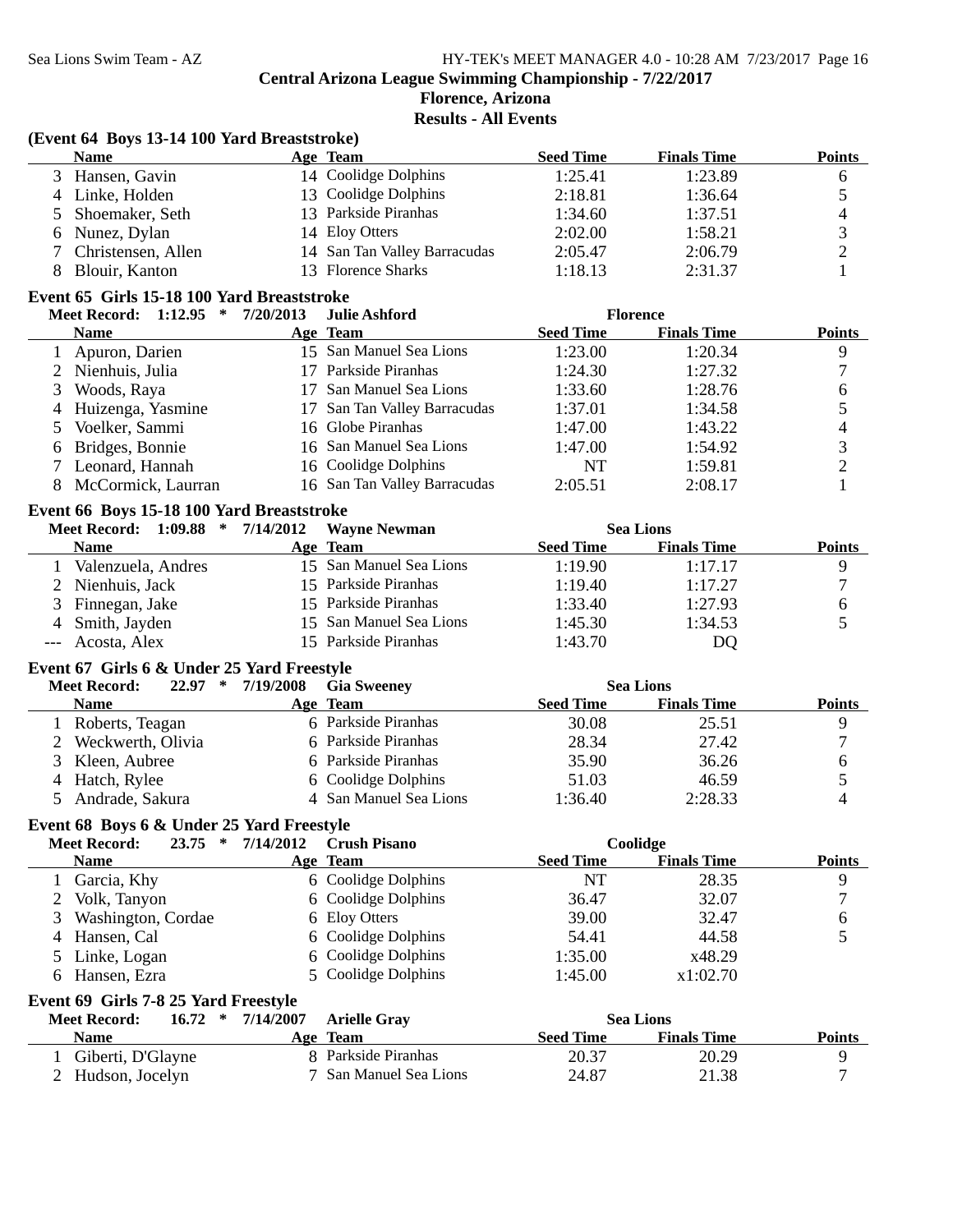Central Arizona League Swimming Championship - 7/22/2017

Florence, Arizona

Results - All Events

### (Event 64 Boys 13-14 100 Yard Breaststroke)

| | Name | Age | Team | Seed Time | Finals Time | Points |
|---|---|---|---|---|---|---|
| 3 | Hansen, Gavin | 14 | Coolidge Dolphins | 1:25.41 | 1:23.89 | 6 |
| 4 | Linke, Holden | 13 | Coolidge Dolphins | 2:18.81 | 1:36.64 | 5 |
| 5 | Shoemaker, Seth | 13 | Parkside Piranhas | 1:34.60 | 1:37.51 | 4 |
| 6 | Nunez, Dylan | 14 | Eloy Otters | 2:02.00 | 1:58.21 | 3 |
| 7 | Christensen, Allen | 14 | San Tan Valley Barracudas | 2:05.47 | 2:06.79 | 2 |
| 8 | Blouir, Kanton | 13 | Florence Sharks | 1:18.13 | 2:31.37 | 1 |

### Event 65 Girls 15-18 100 Yard Breaststroke

**Meet Record: 1:12.95 * 7/20/2013 Julie Ashford Florence**

| | Name | Age | Team | Seed Time | Finals Time | Points |
|---|---|---|---|---|---|---|
| 1 | Apuron, Darien | 15 | San Manuel Sea Lions | 1:23.00 | 1:20.34 | 9 |
| 2 | Nienhuis, Julia | 17 | Parkside Piranhas | 1:24.30 | 1:27.32 | 7 |
| 3 | Woods, Raya | 17 | San Manuel Sea Lions | 1:33.60 | 1:28.76 | 6 |
| 4 | Huizenga, Yasmine | 17 | San Tan Valley Barracudas | 1:37.01 | 1:34.58 | 5 |
| 5 | Voelker, Sammi | 16 | Globe Piranhas | 1:47.00 | 1:43.22 | 4 |
| 6 | Bridges, Bonnie | 16 | San Manuel Sea Lions | 1:47.00 | 1:54.92 | 3 |
| 7 | Leonard, Hannah | 16 | Coolidge Dolphins | NT | 1:59.81 | 2 |
| 8 | McCormick, Laurran | 16 | San Tan Valley Barracudas | 2:05.51 | 2:08.17 | 1 |

### Event 66 Boys 15-18 100 Yard Breaststroke

**Meet Record: 1:09.88 * 7/14/2012 Wayne Newman Sea Lions**

| | Name | Age | Team | Seed Time | Finals Time | Points |
|---|---|---|---|---|---|---|
| 1 | Valenzuela, Andres | 15 | San Manuel Sea Lions | 1:19.90 | 1:17.17 | 9 |
| 2 | Nienhuis, Jack | 15 | Parkside Piranhas | 1:19.40 | 1:17.27 | 7 |
| 3 | Finnegan, Jake | 15 | Parkside Piranhas | 1:33.40 | 1:27.93 | 6 |
| 4 | Smith, Jayden | 15 | San Manuel Sea Lions | 1:45.30 | 1:34.53 | 5 |
| --- | Acosta, Alex | 15 | Parkside Piranhas | 1:43.70 | DQ | |

### Event 67 Girls 6 & Under 25 Yard Freestyle

**Meet Record: 22.97 * 7/19/2008 Gia Sweeney Sea Lions**

| | Name | Age | Team | Seed Time | Finals Time | Points |
|---|---|---|---|---|---|---|
| 1 | Roberts, Teagan | 6 | Parkside Piranhas | 30.08 | 25.51 | 9 |
| 2 | Weckwerth, Olivia | 6 | Parkside Piranhas | 28.34 | 27.42 | 7 |
| 3 | Kleen, Aubree | 6 | Parkside Piranhas | 35.90 | 36.26 | 6 |
| 4 | Hatch, Rylee | 6 | Coolidge Dolphins | 51.03 | 46.59 | 5 |
| 5 | Andrade, Sakura | 4 | San Manuel Sea Lions | 1:36.40 | 2:28.33 | 4 |

### Event 68 Boys 6 & Under 25 Yard Freestyle

**Meet Record: 23.75 * 7/14/2012 Crush Pisano Coolidge**

| | Name | Age | Team | Seed Time | Finals Time | Points |
|---|---|---|---|---|---|---|
| 1 | Garcia, Khy | 6 | Coolidge Dolphins | NT | 28.35 | 9 |
| 2 | Volk, Tanyon | 6 | Coolidge Dolphins | 36.47 | 32.07 | 7 |
| 3 | Washington, Cordae | 6 | Eloy Otters | 39.00 | 32.47 | 6 |
| 4 | Hansen, Cal | 6 | Coolidge Dolphins | 54.41 | 44.58 | 5 |
| 5 | Linke, Logan | 6 | Coolidge Dolphins | 1:35.00 | x48.29 | |
| 6 | Hansen, Ezra | 5 | Coolidge Dolphins | 1:45.00 | x1:02.70 | |

### Event 69 Girls 7-8 25 Yard Freestyle

**Meet Record: 16.72 * 7/14/2007 Arielle Gray Sea Lions**

| | Name | Age | Team | Seed Time | Finals Time | Points |
|---|---|---|---|---|---|---|
| 1 | Giberti, D'Glayne | 8 | Parkside Piranhas | 20.37 | 20.29 | 9 |
| 2 | Hudson, Jocelyn | 7 | San Manuel Sea Lions | 24.87 | 21.38 | 7 |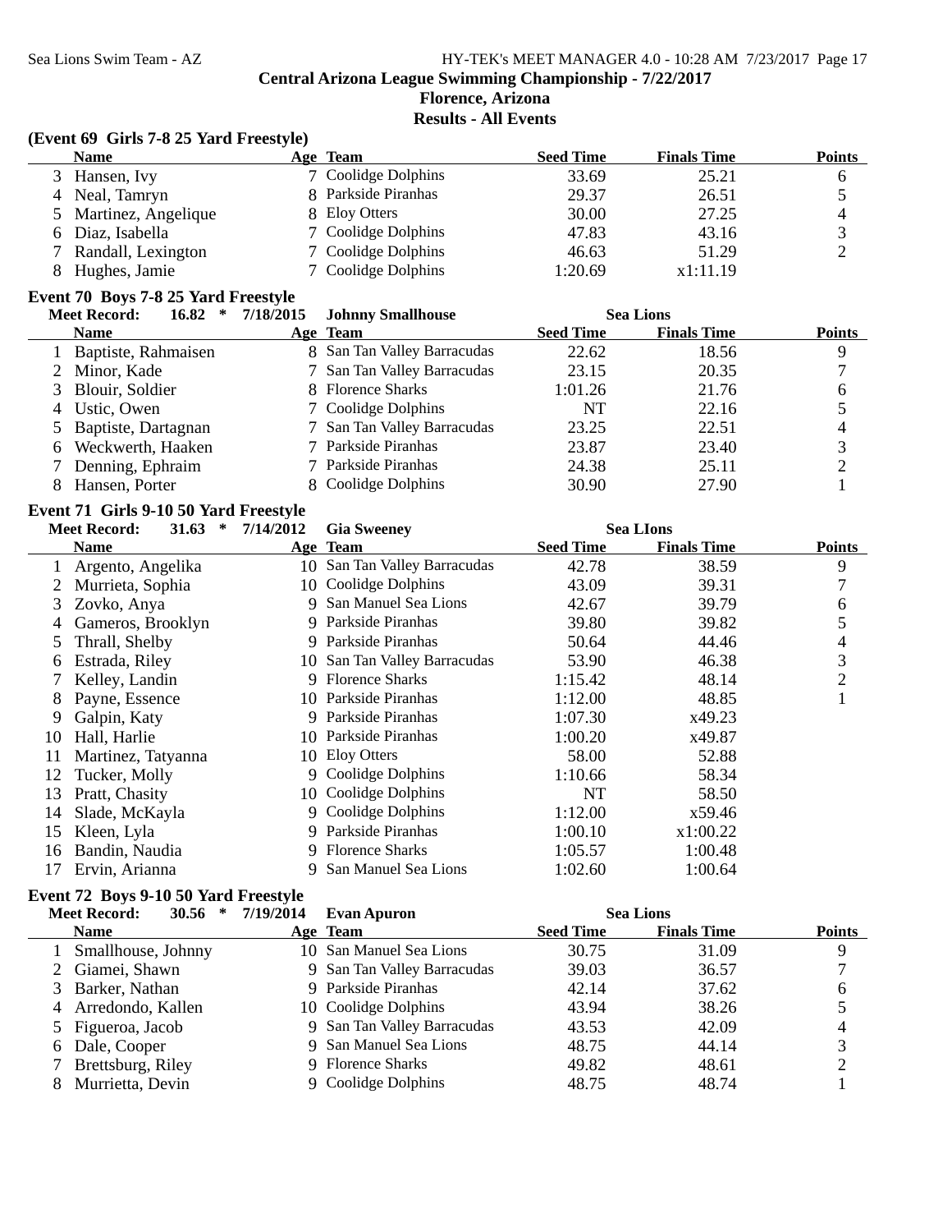**Central Arizona League Swimming Championship - 7/22/2017**
**Florence, Arizona**
**Results - All Events**

### (Event 69 Girls 7-8 25 Yard Freestyle)

| | Name | Age | Team | Seed Time | Finals Time | Points |
|---|---|---|---|---|---|---|
| 3 | Hansen, Ivy | 7 | Coolidge Dolphins | 33.69 | 25.21 | 6 |
| 4 | Neal, Tamryn | 8 | Parkside Piranhas | 29.37 | 26.51 | 5 |
| 5 | Martinez, Angelique | 8 | Eloy Otters | 30.00 | 27.25 | 4 |
| 6 | Diaz, Isabella | 7 | Coolidge Dolphins | 47.83 | 43.16 | 3 |
| 7 | Randall, Lexington | 7 | Coolidge Dolphins | 46.63 | 51.29 | 2 |
| 8 | Hughes, Jamie | 7 | Coolidge Dolphins | 1:20.69 | x1:11.19 | |

### Event 70 Boys 7-8 25 Yard Freestyle

Meet Record: 16.82 * 7/18/2015 Johnny Smallhouse — Sea Lions

| | Name | Age | Team | Seed Time | Finals Time | Points |
|---|---|---|---|---|---|---|
| 1 | Baptiste, Rahmaisen | 8 | San Tan Valley Barracudas | 22.62 | 18.56 | 9 |
| 2 | Minor, Kade | 7 | San Tan Valley Barracudas | 23.15 | 20.35 | 7 |
| 3 | Blouir, Soldier | 8 | Florence Sharks | 1:01.26 | 21.76 | 6 |
| 4 | Ustic, Owen | 7 | Coolidge Dolphins | NT | 22.16 | 5 |
| 5 | Baptiste, Dartagnan | 7 | San Tan Valley Barracudas | 23.25 | 22.51 | 4 |
| 6 | Weckwerth, Haaken | 7 | Parkside Piranhas | 23.87 | 23.40 | 3 |
| 7 | Denning, Ephraim | 7 | Parkside Piranhas | 24.38 | 25.11 | 2 |
| 8 | Hansen, Porter | 8 | Coolidge Dolphins | 30.90 | 27.90 | 1 |

### Event 71 Girls 9-10 50 Yard Freestyle

Meet Record: 31.63 * 7/14/2012 Gia Sweeney — Sea LIons

| | Name | Age | Team | Seed Time | Finals Time | Points |
|---|---|---|---|---|---|---|
| 1 | Argento, Angelika | 10 | San Tan Valley Barracudas | 42.78 | 38.59 | 9 |
| 2 | Murrieta, Sophia | 10 | Coolidge Dolphins | 43.09 | 39.31 | 7 |
| 3 | Zovko, Anya | 9 | San Manuel Sea Lions | 42.67 | 39.79 | 6 |
| 4 | Gameros, Brooklyn | 9 | Parkside Piranhas | 39.80 | 39.82 | 5 |
| 5 | Thrall, Shelby | 9 | Parkside Piranhas | 50.64 | 44.46 | 4 |
| 6 | Estrada, Riley | 10 | San Tan Valley Barracudas | 53.90 | 46.38 | 3 |
| 7 | Kelley, Landin | 9 | Florence Sharks | 1:15.42 | 48.14 | 2 |
| 8 | Payne, Essence | 10 | Parkside Piranhas | 1:12.00 | 48.85 | 1 |
| 9 | Galpin, Katy | 9 | Parkside Piranhas | 1:07.30 | x49.23 | |
| 10 | Hall, Harlie | 10 | Parkside Piranhas | 1:00.20 | x49.87 | |
| 11 | Martinez, Tatyanna | 10 | Eloy Otters | 58.00 | 52.88 | |
| 12 | Tucker, Molly | 9 | Coolidge Dolphins | 1:10.66 | 58.34 | |
| 13 | Pratt, Chasity | 10 | Coolidge Dolphins | NT | 58.50 | |
| 14 | Slade, McKayla | 9 | Coolidge Dolphins | 1:12.00 | x59.46 | |
| 15 | Kleen, Lyla | 9 | Parkside Piranhas | 1:00.10 | x1:00.22 | |
| 16 | Bandin, Naudia | 9 | Florence Sharks | 1:05.57 | 1:00.48 | |
| 17 | Ervin, Arianna | 9 | San Manuel Sea Lions | 1:02.60 | 1:00.64 | |

### Event 72 Boys 9-10 50 Yard Freestyle

Meet Record: 30.56 * 7/19/2014 Evan Apuron — Sea Lions

| | Name | Age | Team | Seed Time | Finals Time | Points |
|---|---|---|---|---|---|---|
| 1 | Smallhouse, Johnny | 10 | San Manuel Sea Lions | 30.75 | 31.09 | 9 |
| 2 | Giamei, Shawn | 9 | San Tan Valley Barracudas | 39.03 | 36.57 | 7 |
| 3 | Barker, Nathan | 9 | Parkside Piranhas | 42.14 | 37.62 | 6 |
| 4 | Arredondo, Kallen | 10 | Coolidge Dolphins | 43.94 | 38.26 | 5 |
| 5 | Figueroa, Jacob | 9 | San Tan Valley Barracudas | 43.53 | 42.09 | 4 |
| 6 | Dale, Cooper | 9 | San Manuel Sea Lions | 48.75 | 44.14 | 3 |
| 7 | Brettsburg, Riley | 9 | Florence Sharks | 49.82 | 48.61 | 2 |
| 8 | Murrietta, Devin | 9 | Coolidge Dolphins | 48.75 | 48.74 | 1 |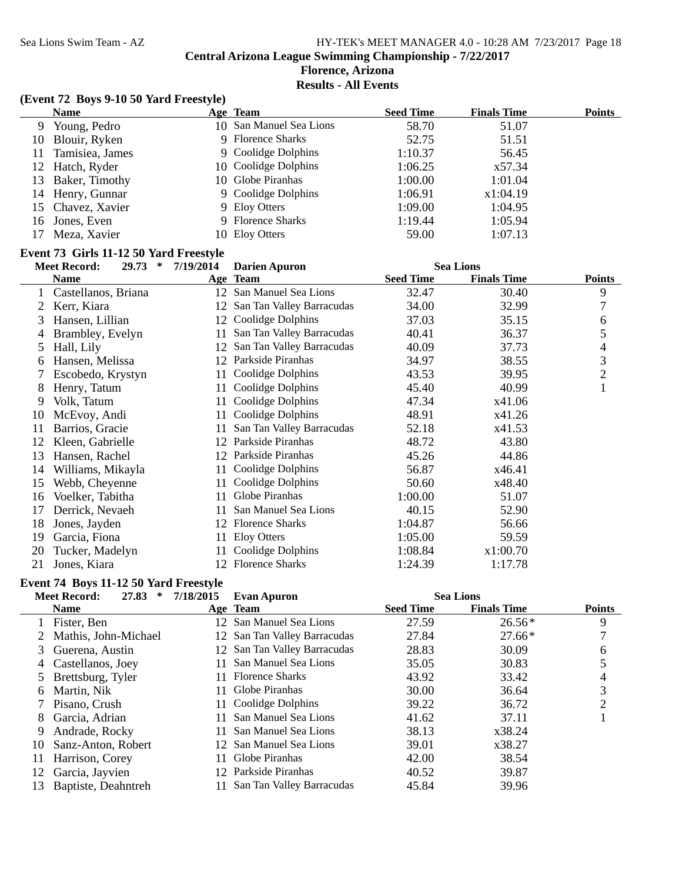**Central Arizona League Swimming Championship - 7/22/2017**

**Florence, Arizona**

**Results - All Events**

### (Event 72 Boys 9-10 50 Yard Freestyle)

| | Name | Age | Team | Seed Time | Finals Time | Points |
|---|---|---|---|---|---|---|
| 9 | Young, Pedro | 10 | San Manuel Sea Lions | 58.70 | 51.07 | |
| 10 | Blouir, Ryken | 9 | Florence Sharks | 52.75 | 51.51 | |
| 11 | Tamisiea, James | 9 | Coolidge Dolphins | 1:10.37 | 56.45 | |
| 12 | Hatch, Ryder | 10 | Coolidge Dolphins | 1:06.25 | x57.34 | |
| 13 | Baker, Timothy | 10 | Globe Piranhas | 1:00.00 | 1:01.04 | |
| 14 | Henry, Gunnar | 9 | Coolidge Dolphins | 1:06.91 | x1:04.19 | |
| 15 | Chavez, Xavier | 9 | Eloy Otters | 1:09.00 | 1:04.95 | |
| 16 | Jones, Even | 9 | Florence Sharks | 1:19.44 | 1:05.94 | |
| 17 | Meza, Xavier | 10 | Eloy Otters | 59.00 | 1:07.13 | |

### Event 73 Girls 11-12 50 Yard Freestyle

Meet Record: 29.73 * 7/19/2014 Darien Apuron Sea Lions

| | Name | Age | Team | Seed Time | Finals Time | Points |
|---|---|---|---|---|---|---|
| 1 | Castellanos, Briana | 12 | San Manuel Sea Lions | 32.47 | 30.40 | 9 |
| 2 | Kerr, Kiara | 12 | San Tan Valley Barracudas | 34.00 | 32.99 | 7 |
| 3 | Hansen, Lillian | 12 | Coolidge Dolphins | 37.03 | 35.15 | 6 |
| 4 | Brambley, Evelyn | 11 | San Tan Valley Barracudas | 40.41 | 36.37 | 5 |
| 5 | Hall, Lily | 12 | San Tan Valley Barracudas | 40.09 | 37.73 | 4 |
| 6 | Hansen, Melissa | 12 | Parkside Piranhas | 34.97 | 38.55 | 3 |
| 7 | Escobedo, Krystyn | 11 | Coolidge Dolphins | 43.53 | 39.95 | 2 |
| 8 | Henry, Tatum | 11 | Coolidge Dolphins | 45.40 | 40.99 | 1 |
| 9 | Volk, Tatum | 11 | Coolidge Dolphins | 47.34 | x41.06 | |
| 10 | McEvoy, Andi | 11 | Coolidge Dolphins | 48.91 | x41.26 | |
| 11 | Barrios, Gracie | 11 | San Tan Valley Barracudas | 52.18 | x41.53 | |
| 12 | Kleen, Gabrielle | 12 | Parkside Piranhas | 48.72 | 43.80 | |
| 13 | Hansen, Rachel | 12 | Parkside Piranhas | 45.26 | 44.86 | |
| 14 | Williams, Mikayla | 11 | Coolidge Dolphins | 56.87 | x46.41 | |
| 15 | Webb, Cheyenne | 11 | Coolidge Dolphins | 50.60 | x48.40 | |
| 16 | Voelker, Tabitha | 11 | Globe Piranhas | 1:00.00 | 51.07 | |
| 17 | Derrick, Nevaeh | 11 | San Manuel Sea Lions | 40.15 | 52.90 | |
| 18 | Jones, Jayden | 12 | Florence Sharks | 1:04.87 | 56.66 | |
| 19 | Garcia, Fiona | 11 | Eloy Otters | 1:05.00 | 59.59 | |
| 20 | Tucker, Madelyn | 11 | Coolidge Dolphins | 1:08.84 | x1:00.70 | |
| 21 | Jones, Kiara | 12 | Florence Sharks | 1:24.39 | 1:17.78 | |

### Event 74 Boys 11-12 50 Yard Freestyle

Meet Record: 27.83 * 7/18/2015 Evan Apuron Sea Lions

| | Name | Age | Team | Seed Time | Finals Time | Points |
|---|---|---|---|---|---|---|
| 1 | Fister, Ben | 12 | San Manuel Sea Lions | 27.59 | 26.56* | 9 |
| 2 | Mathis, John-Michael | 12 | San Tan Valley Barracudas | 27.84 | 27.66* | 7 |
| 3 | Guerena, Austin | 12 | San Tan Valley Barracudas | 28.83 | 30.09 | 6 |
| 4 | Castellanos, Joey | 11 | San Manuel Sea Lions | 35.05 | 30.83 | 5 |
| 5 | Brettsburg, Tyler | 11 | Florence Sharks | 43.92 | 33.42 | 4 |
| 6 | Martin, Nik | 11 | Globe Piranhas | 30.00 | 36.64 | 3 |
| 7 | Pisano, Crush | 11 | Coolidge Dolphins | 39.22 | 36.72 | 2 |
| 8 | Garcia, Adrian | 11 | San Manuel Sea Lions | 41.62 | 37.11 | 1 |
| 9 | Andrade, Rocky | 11 | San Manuel Sea Lions | 38.13 | x38.24 | |
| 10 | Sanz-Anton, Robert | 12 | San Manuel Sea Lions | 39.01 | x38.27 | |
| 11 | Harrison, Corey | 11 | Globe Piranhas | 42.00 | 38.54 | |
| 12 | Garcia, Jayvien | 12 | Parkside Piranhas | 40.52 | 39.87 | |
| 13 | Baptiste, Deahntreh | 11 | San Tan Valley Barracudas | 45.84 | 39.96 | |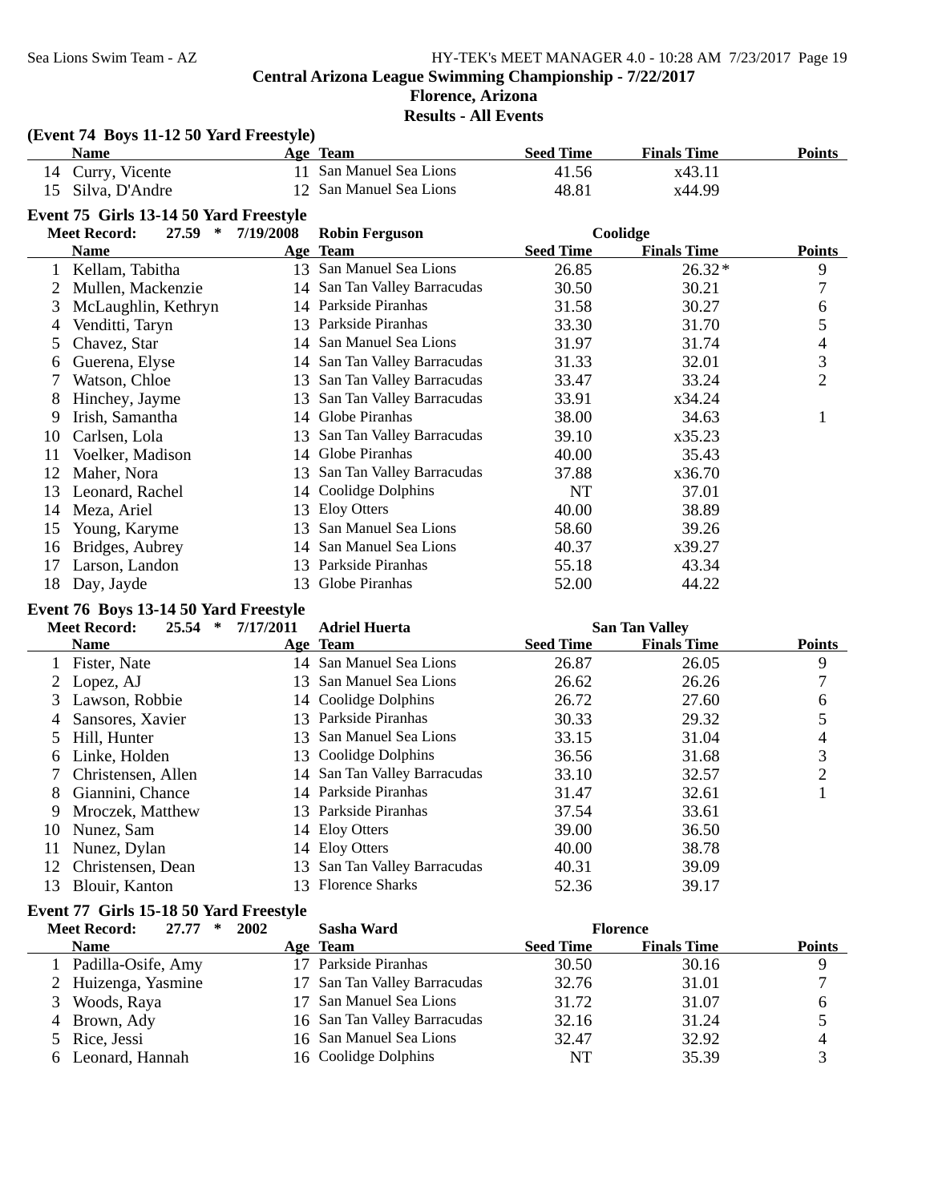**Central Arizona League Swimming Championship - 7/22/2017**

**Florence, Arizona**

**Results - All Events**

### (Event 74 Boys 11-12 50 Yard Freestyle)

| | Name | Age | Team | Seed Time | Finals Time | Points |
|---|---|---|---|---|---|---|
| 14 | Curry, Vicente | 11 | San Manuel Sea Lions | 41.56 | x43.11 | |
| 15 | Silva, D'Andre | 12 | San Manuel Sea Lions | 48.81 | x44.99 | |

### Event 75 Girls 13-14 50 Yard Freestyle

**Meet Record: 27.59 * 7/19/2008 Robin Ferguson Coolidge**

| | Name | Age | Team | Seed Time | Finals Time | Points |
|---|---|---|---|---|---|---|
| 1 | Kellam, Tabitha | 13 | San Manuel Sea Lions | 26.85 | 26.32* | 9 |
| 2 | Mullen, Mackenzie | 14 | San Tan Valley Barracudas | 30.50 | 30.21 | 7 |
| 3 | McLaughlin, Kethryn | 14 | Parkside Piranhas | 31.58 | 30.27 | 6 |
| 4 | Venditti, Taryn | 13 | Parkside Piranhas | 33.30 | 31.70 | 5 |
| 5 | Chavez, Star | 14 | San Manuel Sea Lions | 31.97 | 31.74 | 4 |
| 6 | Guerena, Elyse | 14 | San Tan Valley Barracudas | 31.33 | 32.01 | 3 |
| 7 | Watson, Chloe | 13 | San Tan Valley Barracudas | 33.47 | 33.24 | 2 |
| 8 | Hinchey, Jayme | 13 | San Tan Valley Barracudas | 33.91 | x34.24 | |
| 9 | Irish, Samantha | 14 | Globe Piranhas | 38.00 | 34.63 | 1 |
| 10 | Carlsen, Lola | 13 | San Tan Valley Barracudas | 39.10 | x35.23 | |
| 11 | Voelker, Madison | 14 | Globe Piranhas | 40.00 | 35.43 | |
| 12 | Maher, Nora | 13 | San Tan Valley Barracudas | 37.88 | x36.70 | |
| 13 | Leonard, Rachel | 14 | Coolidge Dolphins | NT | 37.01 | |
| 14 | Meza, Ariel | 13 | Eloy Otters | 40.00 | 38.89 | |
| 15 | Young, Karyme | 13 | San Manuel Sea Lions | 58.60 | 39.26 | |
| 16 | Bridges, Aubrey | 14 | San Manuel Sea Lions | 40.37 | x39.27 | |
| 17 | Larson, Landon | 13 | Parkside Piranhas | 55.18 | 43.34 | |
| 18 | Day, Jayde | 13 | Globe Piranhas | 52.00 | 44.22 | |

### Event 76 Boys 13-14 50 Yard Freestyle

**Meet Record: 25.54 * 7/17/2011 Adriel Huerta San Tan Valley**

| | Name | Age | Team | Seed Time | Finals Time | Points |
|---|---|---|---|---|---|---|
| 1 | Fister, Nate | 14 | San Manuel Sea Lions | 26.87 | 26.05 | 9 |
| 2 | Lopez, AJ | 13 | San Manuel Sea Lions | 26.62 | 26.26 | 7 |
| 3 | Lawson, Robbie | 14 | Coolidge Dolphins | 26.72 | 27.60 | 6 |
| 4 | Sansores, Xavier | 13 | Parkside Piranhas | 30.33 | 29.32 | 5 |
| 5 | Hill, Hunter | 13 | San Manuel Sea Lions | 33.15 | 31.04 | 4 |
| 6 | Linke, Holden | 13 | Coolidge Dolphins | 36.56 | 31.68 | 3 |
| 7 | Christensen, Allen | 14 | San Tan Valley Barracudas | 33.10 | 32.57 | 2 |
| 8 | Giannini, Chance | 14 | Parkside Piranhas | 31.47 | 32.61 | 1 |
| 9 | Mroczek, Matthew | 13 | Parkside Piranhas | 37.54 | 33.61 | |
| 10 | Nunez, Sam | 14 | Eloy Otters | 39.00 | 36.50 | |
| 11 | Nunez, Dylan | 14 | Eloy Otters | 40.00 | 38.78 | |
| 12 | Christensen, Dean | 13 | San Tan Valley Barracudas | 40.31 | 39.09 | |
| 13 | Blouir, Kanton | 13 | Florence Sharks | 52.36 | 39.17 | |

### Event 77 Girls 15-18 50 Yard Freestyle

**Meet Record: 27.77 * 2002 Sasha Ward Florence**

| | Name | Age | Team | Seed Time | Finals Time | Points |
|---|---|---|---|---|---|---|
| 1 | Padilla-Osife, Amy | 17 | Parkside Piranhas | 30.50 | 30.16 | 9 |
| 2 | Huizenga, Yasmine | 17 | San Tan Valley Barracudas | 32.76 | 31.01 | 7 |
| 3 | Woods, Raya | 17 | San Manuel Sea Lions | 31.72 | 31.07 | 6 |
| 4 | Brown, Ady | 16 | San Tan Valley Barracudas | 32.16 | 31.24 | 5 |
| 5 | Rice, Jessi | 16 | San Manuel Sea Lions | 32.47 | 32.92 | 4 |
| 6 | Leonard, Hannah | 16 | Coolidge Dolphins | NT | 35.39 | 3 |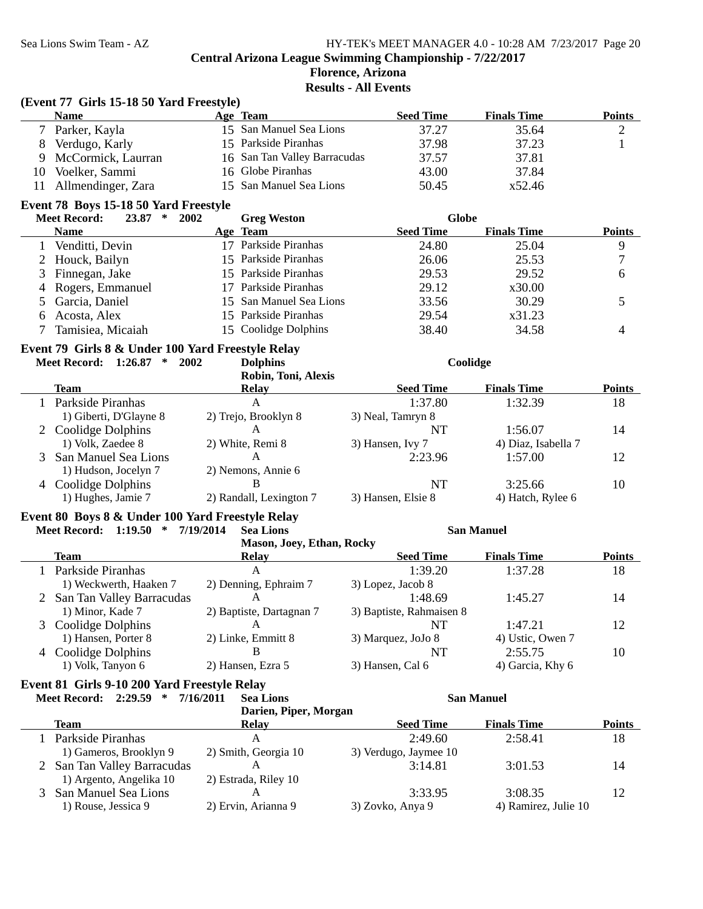## Central Arizona League Swimming Championship - 7/22/2017

**Florence, Arizona**

**Results - All Events**

### (Event 77 Girls 15-18 50 Yard Freestyle)

| | Name | Age | Team | Seed Time | Finals Time | Points |
|---|---|---|---|---|---|---|
| 7 | Parker, Kayla | 15 | San Manuel Sea Lions | 37.27 | 35.64 | 2 |
| 8 | Verdugo, Karly | 15 | Parkside Piranhas | 37.98 | 37.23 | 1 |
| 9 | McCormick, Laurran | 16 | San Tan Valley Barracudas | 37.57 | 37.81 | |
| 10 | Voelker, Sammi | 16 | Globe Piranhas | 43.00 | 37.84 | |
| 11 | Allmendinger, Zara | 15 | San Manuel Sea Lions | 50.45 | x52.46 | |

### Event 78 Boys 15-18 50 Yard Freestyle

Meet Record: 23.87 * 2002 Greg Weston Globe

| | Name | Age | Team | Seed Time | Finals Time | Points |
|---|---|---|---|---|---|---|
| 1 | Venditti, Devin | 17 | Parkside Piranhas | 24.80 | 25.04 | 9 |
| 2 | Houck, Bailyn | 15 | Parkside Piranhas | 26.06 | 25.53 | 7 |
| 3 | Finnegan, Jake | 15 | Parkside Piranhas | 29.53 | 29.52 | 6 |
| 4 | Rogers, Emmanuel | 17 | Parkside Piranhas | 29.12 | x30.00 | |
| 5 | Garcia, Daniel | 15 | San Manuel Sea Lions | 33.56 | 30.29 | 5 |
| 6 | Acosta, Alex | 15 | Parkside Piranhas | 29.54 | x31.23 | |
| 7 | Tamisiea, Micaiah | 15 | Coolidge Dolphins | 38.40 | 34.58 | 4 |

### Event 79 Girls 8 & Under 100 Yard Freestyle Relay

Meet Record: 1:26.87 * 2002 Dolphins Coolidge
Robin, Toni, Alexis

| | Team | Relay | Seed Time | Finals Time | Points |
|---|---|---|---|---|---|
| 1 | Parkside Piranhas | A | 1:37.80 | 1:32.39 | 18 |
| | 1) Giberti, D'Glayne 8 | 2) Trejo, Brooklyn 8 | 3) Neal, Tamryn 8 | | |
| 2 | Coolidge Dolphins | A | NT | 1:56.07 | 14 |
| | 1) Volk, Zaedee 8 | 2) White, Remi 8 | 3) Hansen, Ivy 7 | 4) Diaz, Isabella 7 | |
| 3 | San Manuel Sea Lions | A | 2:23.96 | 1:57.00 | 12 |
| | 1) Hudson, Jocelyn 7 | 2) Nemons, Annie 6 | | | |
| 4 | Coolidge Dolphins | B | NT | 3:25.66 | 10 |
| | 1) Hughes, Jamie 7 | 2) Randall, Lexington 7 | 3) Hansen, Elsie 8 | 4) Hatch, Rylee 6 | |

### Event 80 Boys 8 & Under 100 Yard Freestyle Relay

Meet Record: 1:19.50 * 7/19/2014 Sea Lions San Manuel
Mason, Joey, Ethan, Rocky

| | Team | Relay | Seed Time | Finals Time | Points |
|---|---|---|---|---|---|
| 1 | Parkside Piranhas | A | 1:39.20 | 1:37.28 | 18 |
| | 1) Weckwerth, Haaken 7 | 2) Denning, Ephraim 7 | 3) Lopez, Jacob 8 | | |
| 2 | San Tan Valley Barracudas | A | 1:48.69 | 1:45.27 | 14 |
| | 1) Minor, Kade 7 | 2) Baptiste, Dartagnan 7 | 3) Baptiste, Rahmaisen 8 | | |
| 3 | Coolidge Dolphins | A | NT | 1:47.21 | 12 |
| | 1) Hansen, Porter 8 | 2) Linke, Emmitt 8 | 3) Marquez, JoJo 8 | 4) Ustic, Owen 7 | |
| 4 | Coolidge Dolphins | B | NT | 2:55.75 | 10 |
| | 1) Volk, Tanyon 6 | 2) Hansen, Ezra 5 | 3) Hansen, Cal 6 | 4) Garcia, Khy 6 | |

### Event 81 Girls 9-10 200 Yard Freestyle Relay

Meet Record: 2:29.59 * 7/16/2011 Sea Lions San Manuel
Darien, Piper, Morgan

| | Team | Relay | Seed Time | Finals Time | Points |
|---|---|---|---|---|---|
| 1 | Parkside Piranhas | A | 2:49.60 | 2:58.41 | 18 |
| | 1) Gameros, Brooklyn 9 | 2) Smith, Georgia 10 | 3) Verdugo, Jaymee 10 | | |
| 2 | San Tan Valley Barracudas | A | 3:14.81 | 3:01.53 | 14 |
| | 1) Argento, Angelika 10 | 2) Estrada, Riley 10 | | | |
| 3 | San Manuel Sea Lions | A | 3:33.95 | 3:08.35 | 12 |
| | 1) Rouse, Jessica 9 | 2) Ervin, Arianna 9 | 3) Zovko, Anya 9 | 4) Ramirez, Julie 10 | |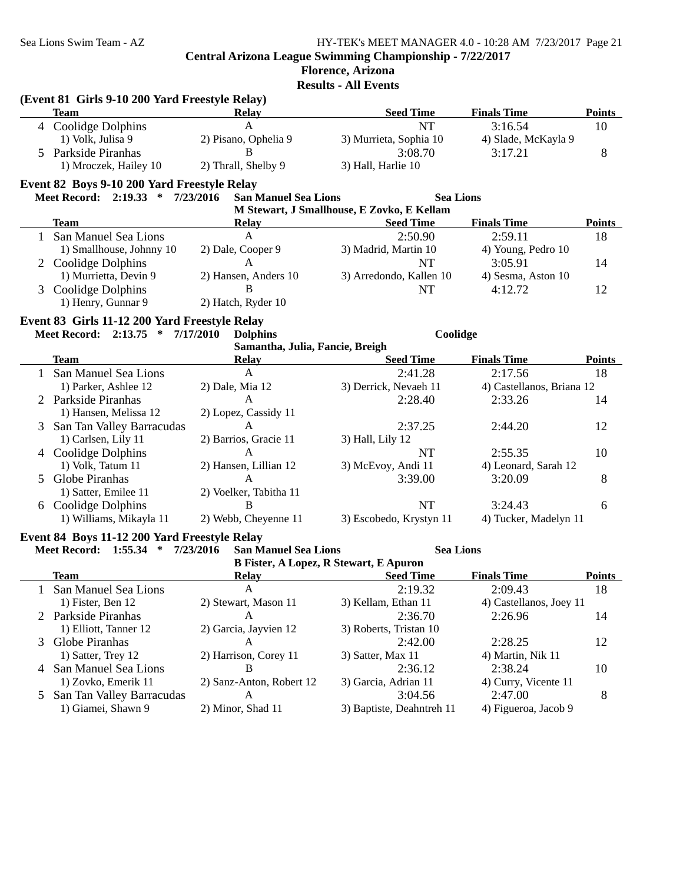**Central Arizona League Swimming Championship - 7/22/2017**
**Florence, Arizona**
**Results - All Events**

### (Event 81 Girls 9-10 200 Yard Freestyle Relay)

| | Team | Relay | Seed Time | Finals Time | Points |
|---|---|---|---|---|---|
| 4 | Coolidge Dolphins | A | NT | 3:16.54 | 10 |
| | 1) Volk, Julisa 9 | 2) Pisano, Ophelia 9 | 3) Murrieta, Sophia 10 | 4) Slade, McKayla 9 | |
| 5 | Parkside Piranhas | B | 3:08.70 | 3:17.21 | 8 |
| | 1) Mroczek, Hailey 10 | 2) Thrall, Shelby 9 | 3) Hall, Harlie 10 | | |

### Event 82 Boys 9-10 200 Yard Freestyle Relay

**Meet Record: 2:19.33 * 7/23/2016 San Manuel Sea Lions Sea Lions**
**M Stewart, J Smallhouse, E Zovko, E Kellam**

| | Team | Relay | Seed Time | Finals Time | Points |
|---|---|---|---|---|---|
| 1 | San Manuel Sea Lions | A | 2:50.90 | 2:59.11 | 18 |
| | 1) Smallhouse, Johnny 10 | 2) Dale, Cooper 9 | 3) Madrid, Martin 10 | 4) Young, Pedro 10 | |
| 2 | Coolidge Dolphins | A | NT | 3:05.91 | 14 |
| | 1) Murrietta, Devin 9 | 2) Hansen, Anders 10 | 3) Arredondo, Kallen 10 | 4) Sesma, Aston 10 | |
| 3 | Coolidge Dolphins | B | NT | 4:12.72 | 12 |
| | 1) Henry, Gunnar 9 | 2) Hatch, Ryder 10 | | | |

### Event 83 Girls 11-12 200 Yard Freestyle Relay

**Meet Record: 2:13.75 * 7/17/2010 Dolphins Coolidge**
**Samantha, Julia, Fancie, Breigh**

| | Team | Relay | Seed Time | Finals Time | Points |
|---|---|---|---|---|---|
| 1 | San Manuel Sea Lions | A | 2:41.28 | 2:17.56 | 18 |
| | 1) Parker, Ashlee 12 | 2) Dale, Mia 12 | 3) Derrick, Nevaeh 11 | 4) Castellanos, Briana 12 | |
| 2 | Parkside Piranhas | A | 2:28.40 | 2:33.26 | 14 |
| | 1) Hansen, Melissa 12 | 2) Lopez, Cassidy 11 | | | |
| 3 | San Tan Valley Barracudas | A | 2:37.25 | 2:44.20 | 12 |
| | 1) Carlsen, Lily 11 | 2) Barrios, Gracie 11 | 3) Hall, Lily 12 | | |
| 4 | Coolidge Dolphins | A | NT | 2:55.35 | 10 |
| | 1) Volk, Tatum 11 | 2) Hansen, Lillian 12 | 3) McEvoy, Andi 11 | 4) Leonard, Sarah 12 | |
| 5 | Globe Piranhas | A | 3:39.00 | 3:20.09 | 8 |
| | 1) Satter, Emilee 11 | 2) Voelker, Tabitha 11 | | | |
| 6 | Coolidge Dolphins | B | NT | 3:24.43 | 6 |
| | 1) Williams, Mikayla 11 | 2) Webb, Cheyenne 11 | 3) Escobedo, Krystyn 11 | 4) Tucker, Madelyn 11 | |

### Event 84 Boys 11-12 200 Yard Freestyle Relay

**Meet Record: 1:55.34 * 7/23/2016 San Manuel Sea Lions Sea Lions**
**B Fister, A Lopez, R Stewart, E Apuron**

| | Team | Relay | Seed Time | Finals Time | Points |
|---|---|---|---|---|---|
| 1 | San Manuel Sea Lions | A | 2:19.32 | 2:09.43 | 18 |
| | 1) Fister, Ben 12 | 2) Stewart, Mason 11 | 3) Kellam, Ethan 11 | 4) Castellanos, Joey 11 | |
| 2 | Parkside Piranhas | A | 2:36.70 | 2:26.96 | 14 |
| | 1) Elliott, Tanner 12 | 2) Garcia, Jayvien 12 | 3) Roberts, Tristan 10 | | |
| 3 | Globe Piranhas | A | 2:42.00 | 2:28.25 | 12 |
| | 1) Satter, Trey 12 | 2) Harrison, Corey 11 | 3) Satter, Max 11 | 4) Martin, Nik 11 | |
| 4 | San Manuel Sea Lions | B | 2:36.12 | 2:38.24 | 10 |
| | 1) Zovko, Emerik 11 | 2) Sanz-Anton, Robert 12 | 3) Garcia, Adrian 11 | 4) Curry, Vicente 11 | |
| 5 | San Tan Valley Barracudas | A | 3:04.56 | 2:47.00 | 8 |
| | 1) Giamei, Shawn 9 | 2) Minor, Shad 11 | 3) Baptiste, Deahntreh 11 | 4) Figueroa, Jacob 9 | |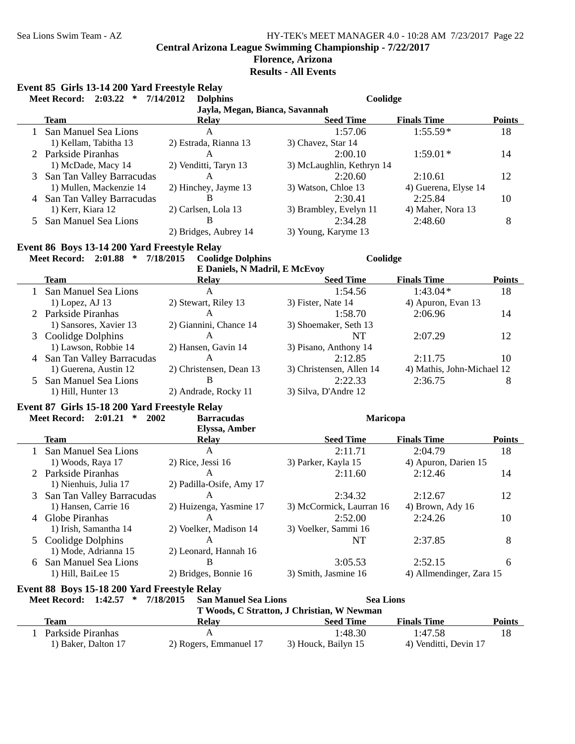**Central Arizona League Swimming Championship - 7/22/2017**

**Florence, Arizona**

**Results - All Events**

### Event 85 Girls 13-14 200 Yard Freestyle Relay

**Meet Record: 2:03.22 * 7/14/2012 Dolphins — Coolidge**
**Jayla, Megan, Bianca, Savannah**

| | Team | Relay | Seed Time | Finals Time | Points |
|---|---|---|---|---|---|
| 1 | San Manuel Sea Lions | A | 1:57.06 | 1:55.59* | 18 |
| | 1) Kellam, Tabitha 13 | 2) Estrada, Rianna 13 | 3) Chavez, Star 14 | | |
| 2 | Parkside Piranhas | A | 2:00.10 | 1:59.01* | 14 |
| | 1) McDade, Macy 14 | 2) Venditti, Taryn 13 | 3) McLaughlin, Kethryn 14 | | |
| 3 | San Tan Valley Barracudas | A | 2:20.60 | 2:10.61 | 12 |
| | 1) Mullen, Mackenzie 14 | 2) Hinchey, Jayme 13 | 3) Watson, Chloe 13 | 4) Guerena, Elyse 14 | |
| 4 | San Tan Valley Barracudas | B | 2:30.41 | 2:25.84 | 10 |
| | 1) Kerr, Kiara 12 | 2) Carlsen, Lola 13 | 3) Brambley, Evelyn 11 | 4) Maher, Nora 13 | |
| 5 | San Manuel Sea Lions | B | 2:34.28 | 2:48.60 | 8 |
| | | 2) Bridges, Aubrey 14 | 3) Young, Karyme 13 | | |

### Event 86 Boys 13-14 200 Yard Freestyle Relay

**Meet Record: 2:01.88 * 7/18/2015 Coolidge Dolphins — Coolidge**
**E Daniels, N Madril, E McEvoy**

| | Team | Relay | Seed Time | Finals Time | Points |
|---|---|---|---|---|---|
| 1 | San Manuel Sea Lions | A | 1:54.56 | 1:43.04* | 18 |
| | 1) Lopez, AJ 13 | 2) Stewart, Riley 13 | 3) Fister, Nate 14 | 4) Apuron, Evan 13 | |
| 2 | Parkside Piranhas | A | 1:58.70 | 2:06.96 | 14 |
| | 1) Sansores, Xavier 13 | 2) Giannini, Chance 14 | 3) Shoemaker, Seth 13 | | |
| 3 | Coolidge Dolphins | A | NT | 2:07.29 | 12 |
| | 1) Lawson, Robbie 14 | 2) Hansen, Gavin 14 | 3) Pisano, Anthony 14 | | |
| 4 | San Tan Valley Barracudas | A | 2:12.85 | 2:11.75 | 10 |
| | 1) Guerena, Austin 12 | 2) Christensen, Dean 13 | 3) Christensen, Allen 14 | 4) Mathis, John-Michael 12 | |
| 5 | San Manuel Sea Lions | B | 2:22.33 | 2:36.75 | 8 |
| | 1) Hill, Hunter 13 | 2) Andrade, Rocky 11 | 3) Silva, D'Andre 12 | | |

### Event 87 Girls 15-18 200 Yard Freestyle Relay

**Meet Record: 2:01.21 * 2002 Barracudas — Maricopa**
**Elyssa, Amber**

| | Team | Relay | Seed Time | Finals Time | Points |
|---|---|---|---|---|---|
| 1 | San Manuel Sea Lions | A | 2:11.71 | 2:04.79 | 18 |
| | 1) Woods, Raya 17 | 2) Rice, Jessi 16 | 3) Parker, Kayla 15 | 4) Apuron, Darien 15 | |
| 2 | Parkside Piranhas | A | 2:11.60 | 2:12.46 | 14 |
| | 1) Nienhuis, Julia 17 | 2) Padilla-Osife, Amy 17 | | | |
| 3 | San Tan Valley Barracudas | A | 2:34.32 | 2:12.67 | 12 |
| | 1) Hansen, Carrie 16 | 2) Huizenga, Yasmine 17 | 3) McCormick, Laurran 16 | 4) Brown, Ady 16 | |
| 4 | Globe Piranhas | A | 2:52.00 | 2:24.26 | 10 |
| | 1) Irish, Samantha 14 | 2) Voelker, Madison 14 | 3) Voelker, Sammi 16 | | |
| 5 | Coolidge Dolphins | A | NT | 2:37.85 | 8 |
| | 1) Mode, Adrianna 15 | 2) Leonard, Hannah 16 | | | |
| 6 | San Manuel Sea Lions | B | 3:05.53 | 2:52.15 | 6 |
| | 1) Hill, BaiLee 15 | 2) Bridges, Bonnie 16 | 3) Smith, Jasmine 16 | 4) Allmendinger, Zara 15 | |

### Event 88 Boys 15-18 200 Yard Freestyle Relay

**Meet Record: 1:42.57 * 7/18/2015 San Manuel Sea Lions — Sea Lions**
**T Woods, C Stratton, J Christian, W Newman**

| | Team | Relay | Seed Time | Finals Time | Points |
|---|---|---|---|---|---|
| 1 | Parkside Piranhas | A | 1:48.30 | 1:47.58 | 18 |
| | 1) Baker, Dalton 17 | 2) Rogers, Emmanuel 17 | 3) Houck, Bailyn 15 | 4) Venditti, Devin 17 | |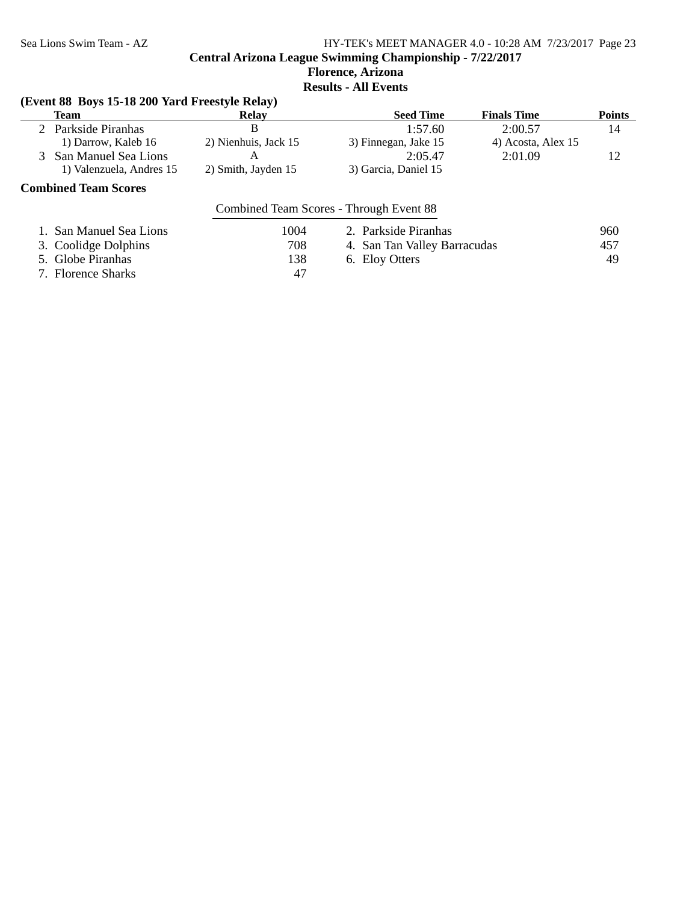# Central Arizona League Swimming Championship - 7/22/2017

## Florence, Arizona

## Results - All Events

### (Event 88 Boys 15-18 200 Yard Freestyle Relay)

| | Team | Relay | Seed Time | Finals Time | Points |
|---|---|---|---|---|---|
| 2 | Parkside Piranhas | B | 1:57.60 | 2:00.57 | 14 |
| | 1) Darrow, Kaleb 16 | 2) Nienhuis, Jack 15 | 3) Finnegan, Jake 15 | 4) Acosta, Alex 15 | |
| 3 | San Manuel Sea Lions | A | 2:05.47 | 2:01.09 | 12 |
| | 1) Valenzuela, Andres 15 | 2) Smith, Jayden 15 | 3) Garcia, Daniel 15 | | |

### Combined Team Scores

Combined Team Scores - Through Event 88

| | | | |
|---|---|---|---|
| 1. San Manuel Sea Lions | 1004 | 2. Parkside Piranhas | 960 |
| 3. Coolidge Dolphins | 708 | 4. San Tan Valley Barracudas | 457 |
| 5. Globe Piranhas | 138 | 6. Eloy Otters | 49 |
| 7. Florence Sharks | 47 | | |